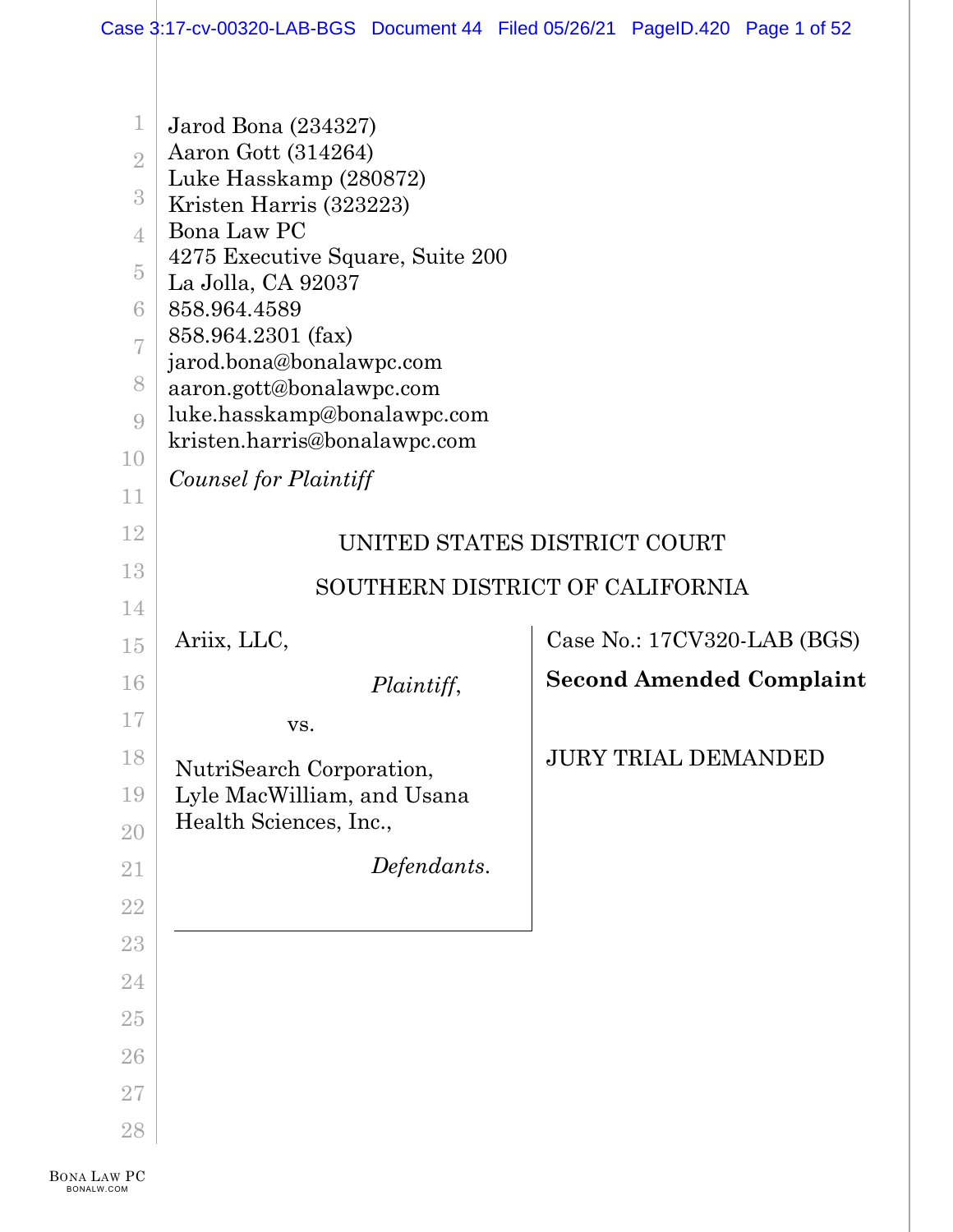Jarod Bona (234327)
Aaron Gott (314264)
Luke Hasskamp (280872)
Kristen Harris (323223)
Bona Law PC
4275 Executive Square, Suite 200
La Jolla, CA 92037
858.964.4589
858.964.2301 (fax)
jarod.bona@bonalawpc.com
aaron.gott@bonalawpc.com
luke.hasskamp@bonalawpc.com
kristen.harris@bonalawpc.com

*Counsel for Plaintiff*

UNITED STATES DISTRICT COURT

SOUTHERN DISTRICT OF CALIFORNIA

| | |
|---|---|
| Ariix, LLC,<br><br>*Plaintiff*,<br><br>vs.<br><br>NutriSearch Corporation, Lyle MacWilliam, and Usana Health Sciences, Inc.,<br><br>*Defendants*. | Case No.: 17CV320-LAB (BGS)<br><br>**Second Amended Complaint**<br><br>JURY TRIAL DEMANDED |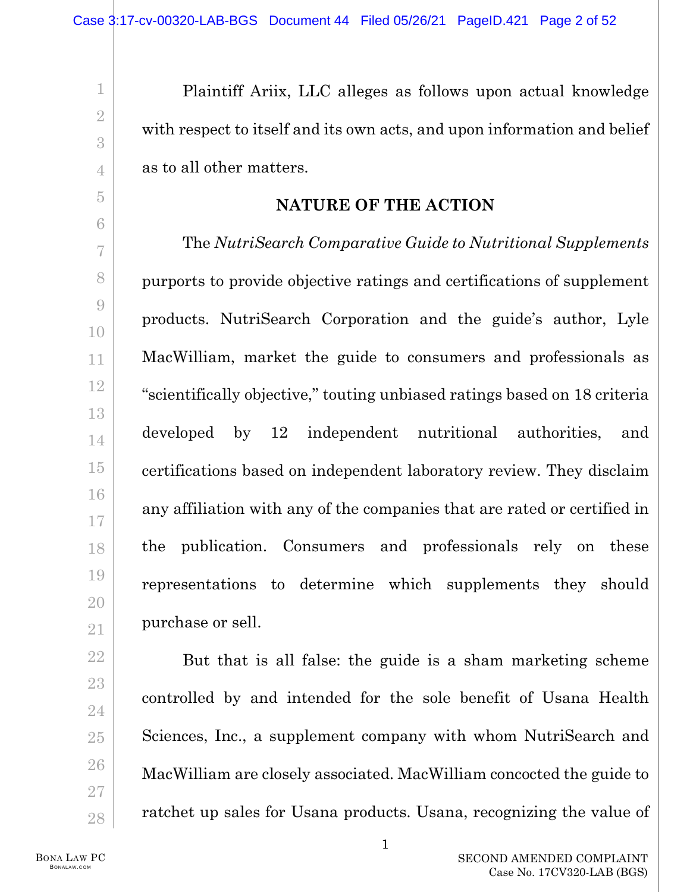Plaintiff Ariix, LLC alleges as follows upon actual knowledge with respect to itself and its own acts, and upon information and belief as to all other matters.

## NATURE OF THE ACTION

The *NutriSearch Comparative Guide to Nutritional Supplements* purports to provide objective ratings and certifications of supplement products. NutriSearch Corporation and the guide's author, Lyle MacWilliam, market the guide to consumers and professionals as "scientifically objective," touting unbiased ratings based on 18 criteria developed by 12 independent nutritional authorities, and certifications based on independent laboratory review. They disclaim any affiliation with any of the companies that are rated or certified in the publication. Consumers and professionals rely on these representations to determine which supplements they should purchase or sell.

But that is all false: the guide is a sham marketing scheme controlled by and intended for the sole benefit of Usana Health Sciences, Inc., a supplement company with whom NutriSearch and MacWilliam are closely associated. MacWilliam concocted the guide to ratchet up sales for Usana products. Usana, recognizing the value of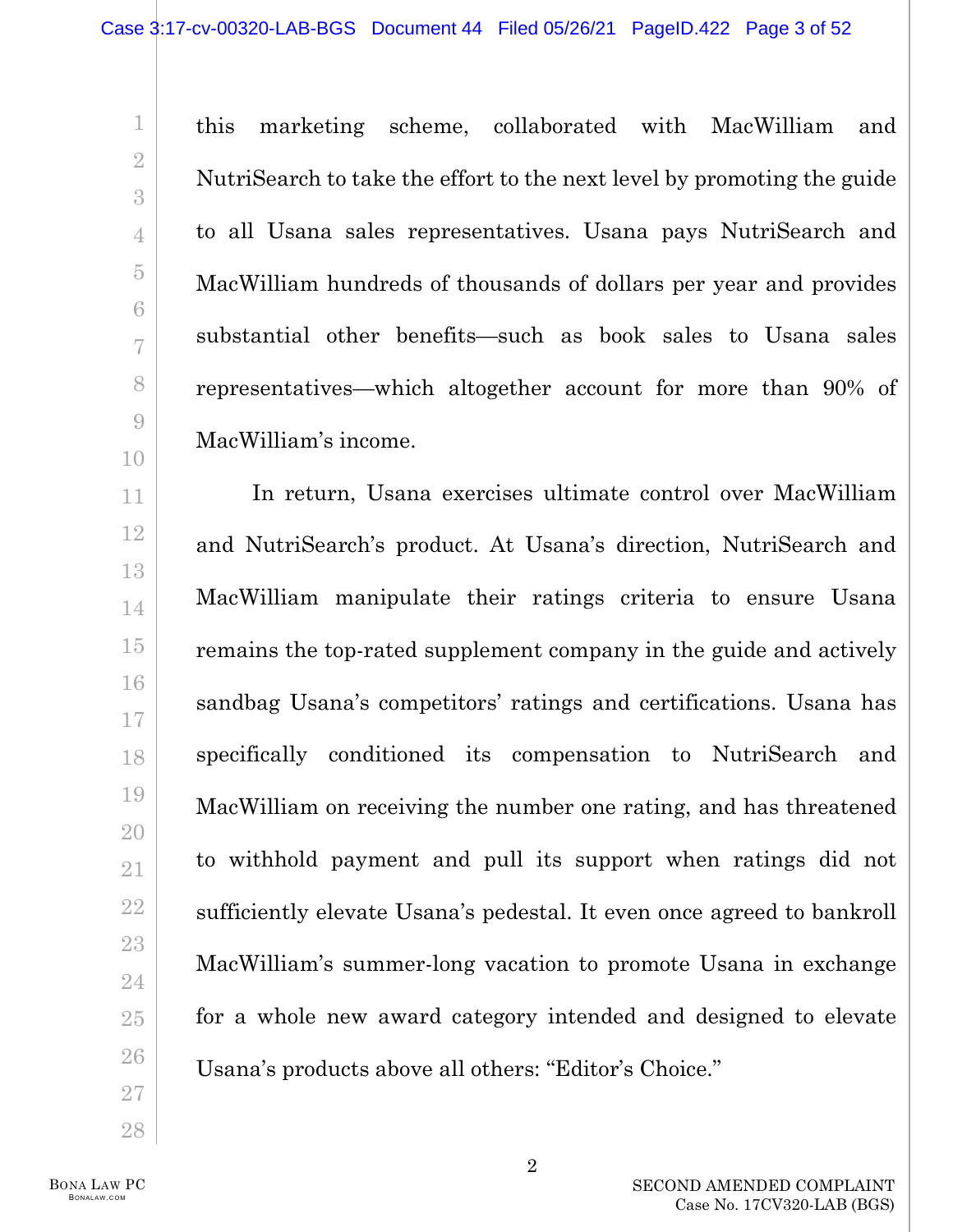this marketing scheme, collaborated with MacWilliam and NutriSearch to take the effort to the next level by promoting the guide to all Usana sales representatives. Usana pays NutriSearch and MacWilliam hundreds of thousands of dollars per year and provides substantial other benefits—such as book sales to Usana sales representatives—which altogether account for more than 90% of MacWilliam's income.

In return, Usana exercises ultimate control over MacWilliam and NutriSearch's product. At Usana's direction, NutriSearch and MacWilliam manipulate their ratings criteria to ensure Usana remains the top-rated supplement company in the guide and actively sandbag Usana's competitors' ratings and certifications. Usana has specifically conditioned its compensation to NutriSearch and MacWilliam on receiving the number one rating, and has threatened to withhold payment and pull its support when ratings did not sufficiently elevate Usana's pedestal. It even once agreed to bankroll MacWilliam's summer-long vacation to promote Usana in exchange for a whole new award category intended and designed to elevate Usana's products above all others: "Editor's Choice."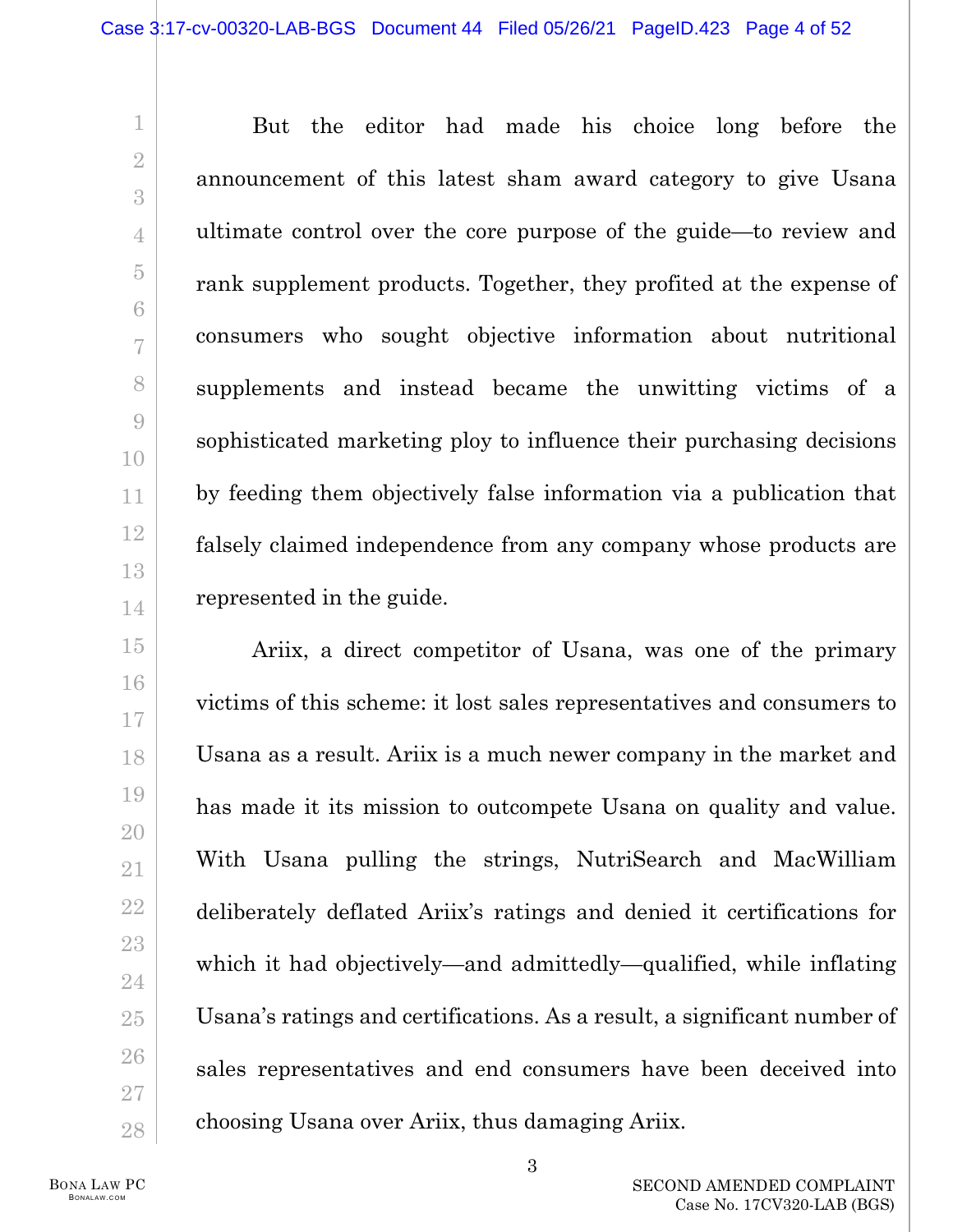But the editor had made his choice long before the announcement of this latest sham award category to give Usana ultimate control over the core purpose of the guide—to review and rank supplement products. Together, they profited at the expense of consumers who sought objective information about nutritional supplements and instead became the unwitting victims of a sophisticated marketing ploy to influence their purchasing decisions by feeding them objectively false information via a publication that falsely claimed independence from any company whose products are represented in the guide.

Ariix, a direct competitor of Usana, was one of the primary victims of this scheme: it lost sales representatives and consumers to Usana as a result. Ariix is a much newer company in the market and has made it its mission to outcompete Usana on quality and value. With Usana pulling the strings, NutriSearch and MacWilliam deliberately deflated Ariix's ratings and denied it certifications for which it had objectively—and admittedly—qualified, while inflating Usana's ratings and certifications. As a result, a significant number of sales representatives and end consumers have been deceived into choosing Usana over Ariix, thus damaging Ariix.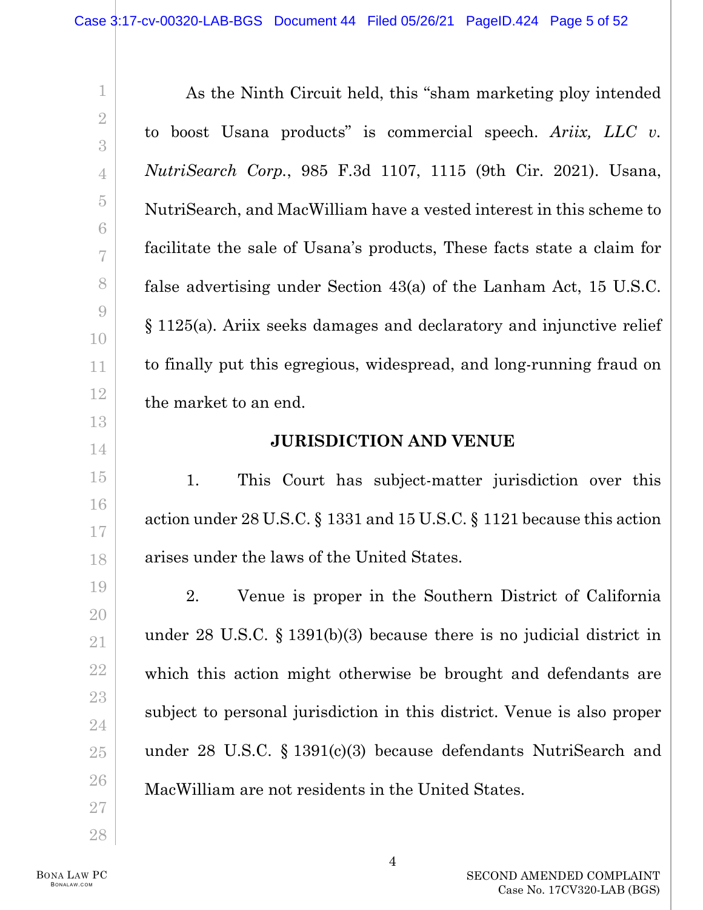As the Ninth Circuit held, this "sham marketing ploy intended to boost Usana products" is commercial speech. *Ariix, LLC v. NutriSearch Corp.*, 985 F.3d 1107, 1115 (9th Cir. 2021). Usana, NutriSearch, and MacWilliam have a vested interest in this scheme to facilitate the sale of Usana's products, These facts state a claim for false advertising under Section 43(a) of the Lanham Act, 15 U.S.C. § 1125(a). Ariix seeks damages and declaratory and injunctive relief to finally put this egregious, widespread, and long-running fraud on the market to an end.

## JURISDICTION AND VENUE

1. This Court has subject-matter jurisdiction over this action under 28 U.S.C. § 1331 and 15 U.S.C. § 1121 because this action arises under the laws of the United States.

2. Venue is proper in the Southern District of California under 28 U.S.C. § 1391(b)(3) because there is no judicial district in which this action might otherwise be brought and defendants are subject to personal jurisdiction in this district. Venue is also proper under 28 U.S.C. § 1391(c)(3) because defendants NutriSearch and MacWilliam are not residents in the United States.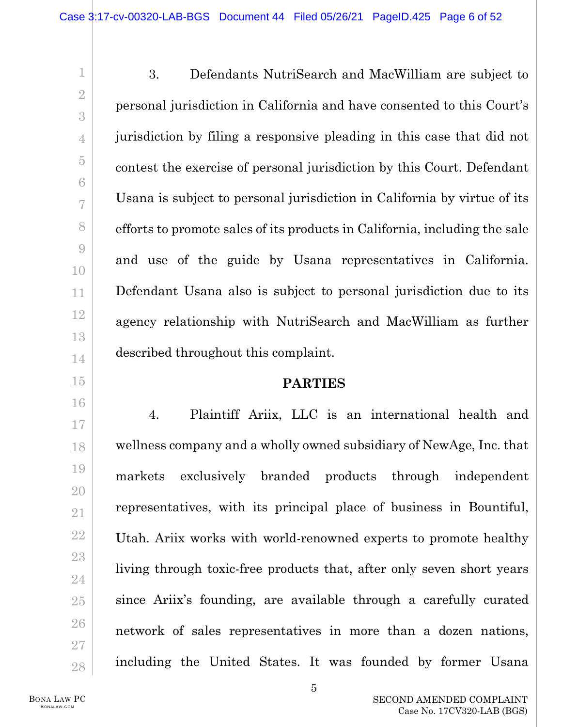3. Defendants NutriSearch and MacWilliam are subject to personal jurisdiction in California and have consented to this Court's jurisdiction by filing a responsive pleading in this case that did not contest the exercise of personal jurisdiction by this Court. Defendant Usana is subject to personal jurisdiction in California by virtue of its efforts to promote sales of its products in California, including the sale and use of the guide by Usana representatives in California. Defendant Usana also is subject to personal jurisdiction due to its agency relationship with NutriSearch and MacWilliam as further described throughout this complaint.

## PARTIES

4. Plaintiff Ariix, LLC is an international health and wellness company and a wholly owned subsidiary of NewAge, Inc. that markets exclusively branded products through independent representatives, with its principal place of business in Bountiful, Utah. Ariix works with world-renowned experts to promote healthy living through toxic-free products that, after only seven short years since Ariix's founding, are available through a carefully curated network of sales representatives in more than a dozen nations, including the United States. It was founded by former Usana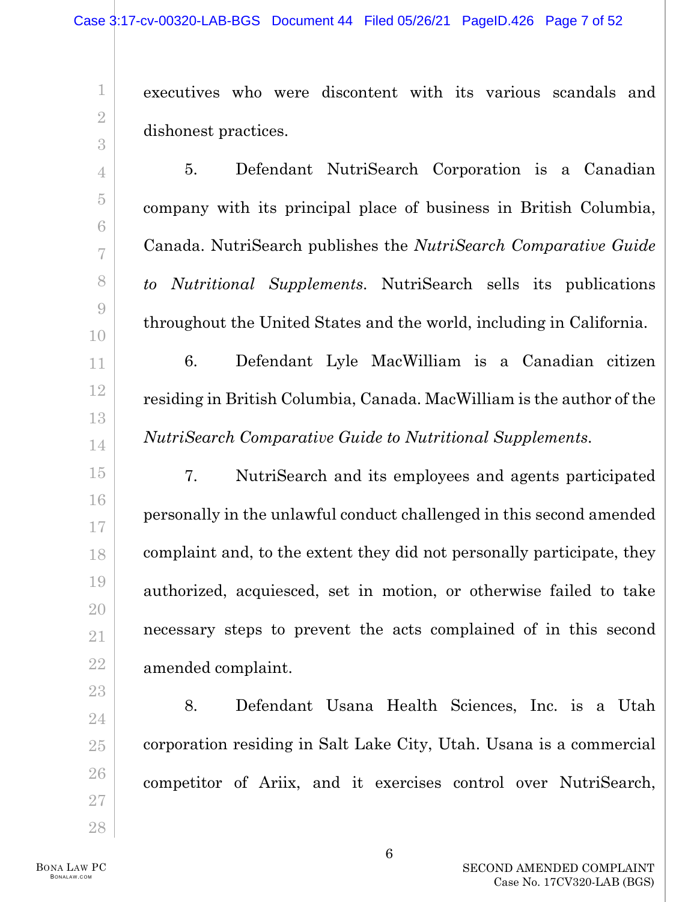executives who were discontent with its various scandals and dishonest practices.

5. Defendant NutriSearch Corporation is a Canadian company with its principal place of business in British Columbia, Canada. NutriSearch publishes the *NutriSearch Comparative Guide to Nutritional Supplements*. NutriSearch sells its publications throughout the United States and the world, including in California.

6. Defendant Lyle MacWilliam is a Canadian citizen residing in British Columbia, Canada. MacWilliam is the author of the *NutriSearch Comparative Guide to Nutritional Supplements*.

7. NutriSearch and its employees and agents participated personally in the unlawful conduct challenged in this second amended complaint and, to the extent they did not personally participate, they authorized, acquiesced, set in motion, or otherwise failed to take necessary steps to prevent the acts complained of in this second amended complaint.

8. Defendant Usana Health Sciences, Inc. is a Utah corporation residing in Salt Lake City, Utah. Usana is a commercial competitor of Ariix, and it exercises control over NutriSearch,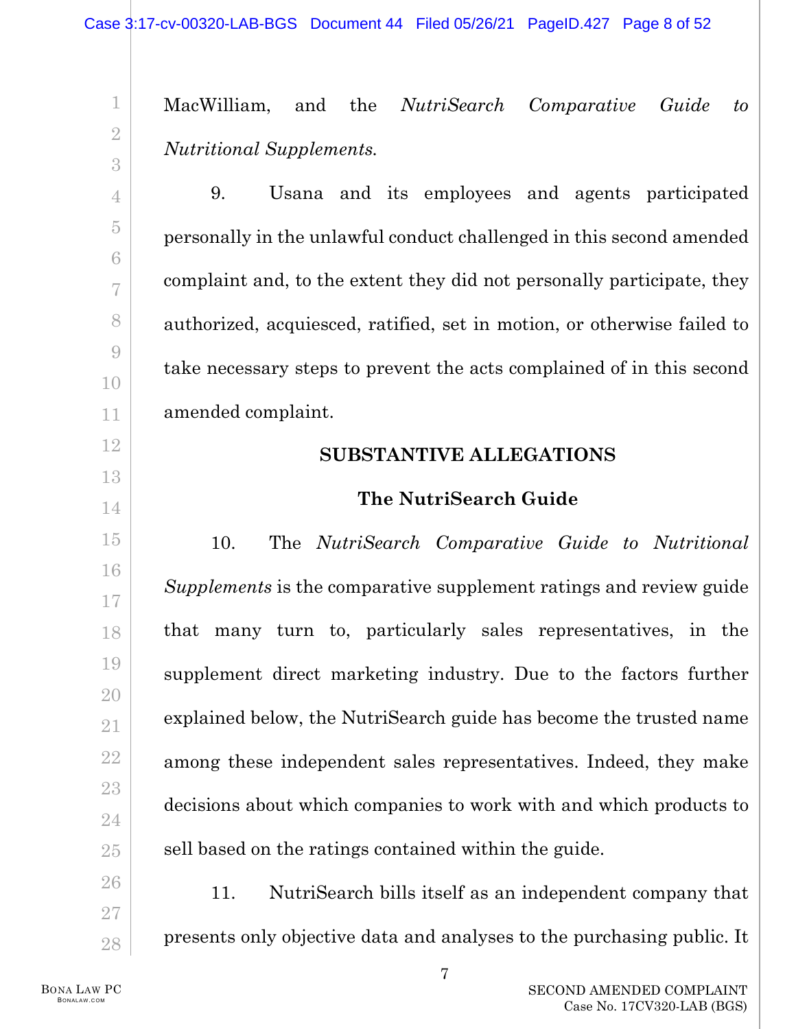MacWilliam, and the *NutriSearch Comparative Guide to Nutritional Supplements*.

9. Usana and its employees and agents participated personally in the unlawful conduct challenged in this second amended complaint and, to the extent they did not personally participate, they authorized, acquiesced, ratified, set in motion, or otherwise failed to take necessary steps to prevent the acts complained of in this second amended complaint.

## SUBSTANTIVE ALLEGATIONS

### The NutriSearch Guide

10. The *NutriSearch Comparative Guide to Nutritional Supplements* is the comparative supplement ratings and review guide that many turn to, particularly sales representatives, in the supplement direct marketing industry. Due to the factors further explained below, the NutriSearch guide has become the trusted name among these independent sales representatives. Indeed, they make decisions about which companies to work with and which products to sell based on the ratings contained within the guide.

11. NutriSearch bills itself as an independent company that presents only objective data and analyses to the purchasing public. It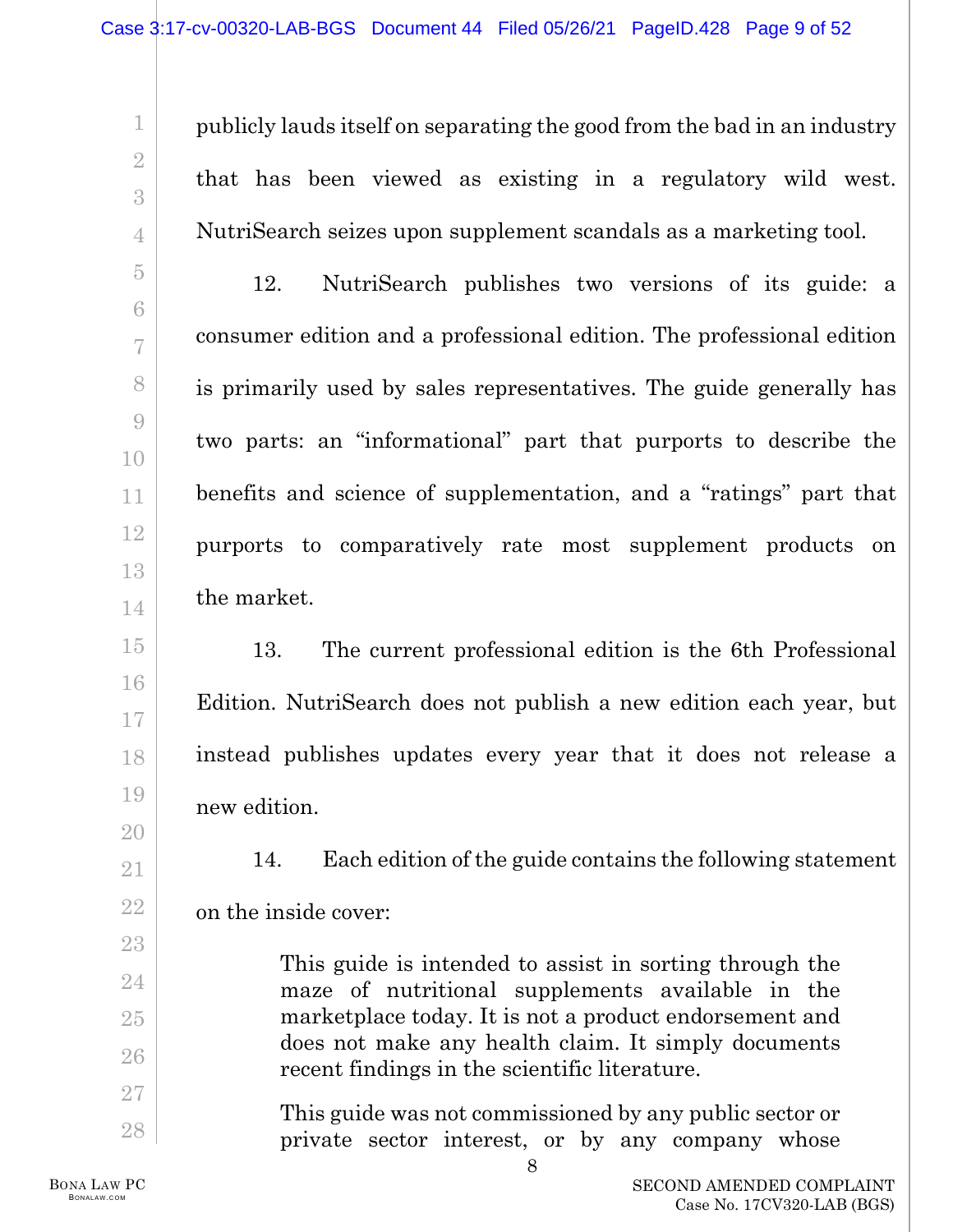publicly lauds itself on separating the good from the bad in an industry that has been viewed as existing in a regulatory wild west. NutriSearch seizes upon supplement scandals as a marketing tool.

12. NutriSearch publishes two versions of its guide: a consumer edition and a professional edition. The professional edition is primarily used by sales representatives. The guide generally has two parts: an "informational" part that purports to describe the benefits and science of supplementation, and a "ratings" part that purports to comparatively rate most supplement products on the market.

13. The current professional edition is the 6th Professional Edition. NutriSearch does not publish a new edition each year, but instead publishes updates every year that it does not release a new edition.

14. Each edition of the guide contains the following statement on the inside cover:

> This guide is intended to assist in sorting through the maze of nutritional supplements available in the marketplace today. It is not a product endorsement and does not make any health claim. It simply documents recent findings in the scientific literature.
>
> This guide was not commissioned by any public sector or private sector interest, or by any company whose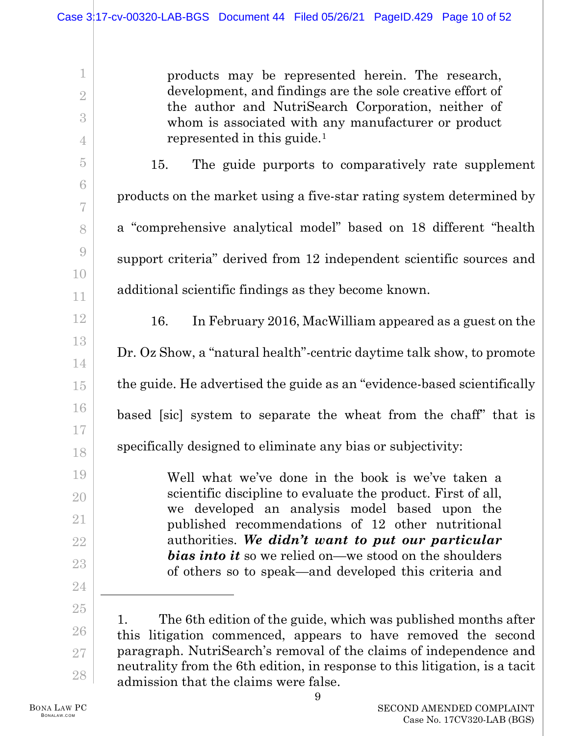> products may be represented herein. The research, development, and findings are the sole creative effort of the author and NutriSearch Corporation, neither of whom is associated with any manufacturer or product represented in this guide.[1]

15. The guide purports to comparatively rate supplement products on the market using a five-star rating system determined by a "comprehensive analytical model" based on 18 different "health support criteria" derived from 12 independent scientific sources and additional scientific findings as they become known.

16. In February 2016, MacWilliam appeared as a guest on the Dr. Oz Show, a "natural health"-centric daytime talk show, to promote the guide. He advertised the guide as an "evidence-based scientifically based [sic] system to separate the wheat from the chaff" that is specifically designed to eliminate any bias or subjectivity:

> Well what we've done in the book is we've taken a scientific discipline to evaluate the product. First of all, we developed an analysis model based upon the published recommendations of 12 other nutritional authorities. ***We didn't want to put our particular bias into it*** so we relied on—we stood on the shoulders of others so to speak—and developed this criteria and

---

1. The 6th edition of the guide, which was published months after this litigation commenced, appears to have removed the second paragraph. NutriSearch's removal of the claims of independence and neutrality from the 6th edition, in response to this litigation, is a tacit admission that the claims were false.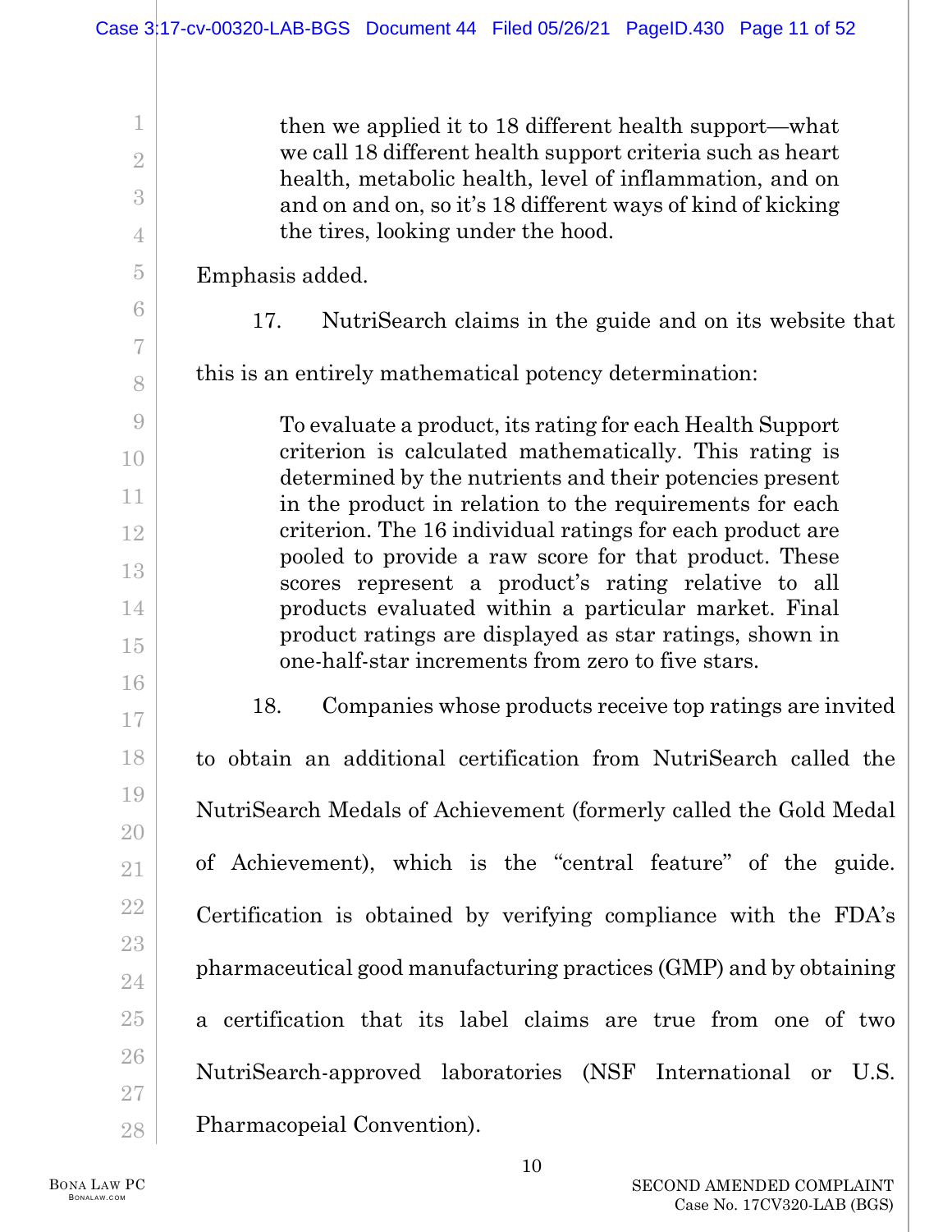> then we applied it to 18 different health support—what we call 18 different health support criteria such as heart health, metabolic health, level of inflammation, and on and on and on, so it's 18 different ways of kind of kicking the tires, looking under the hood.

Emphasis added.

17. NutriSearch claims in the guide and on its website that this is an entirely mathematical potency determination:

> To evaluate a product, its rating for each Health Support criterion is calculated mathematically. This rating is determined by the nutrients and their potencies present in the product in relation to the requirements for each criterion. The 16 individual ratings for each product are pooled to provide a raw score for that product. These scores represent a product's rating relative to all products evaluated within a particular market. Final product ratings are displayed as star ratings, shown in one-half-star increments from zero to five stars.

18. Companies whose products receive top ratings are invited to obtain an additional certification from NutriSearch called the NutriSearch Medals of Achievement (formerly called the Gold Medal of Achievement), which is the "central feature" of the guide. Certification is obtained by verifying compliance with the FDA's pharmaceutical good manufacturing practices (GMP) and by obtaining a certification that its label claims are true from one of two NutriSearch-approved laboratories (NSF International or U.S. Pharmacopeial Convention).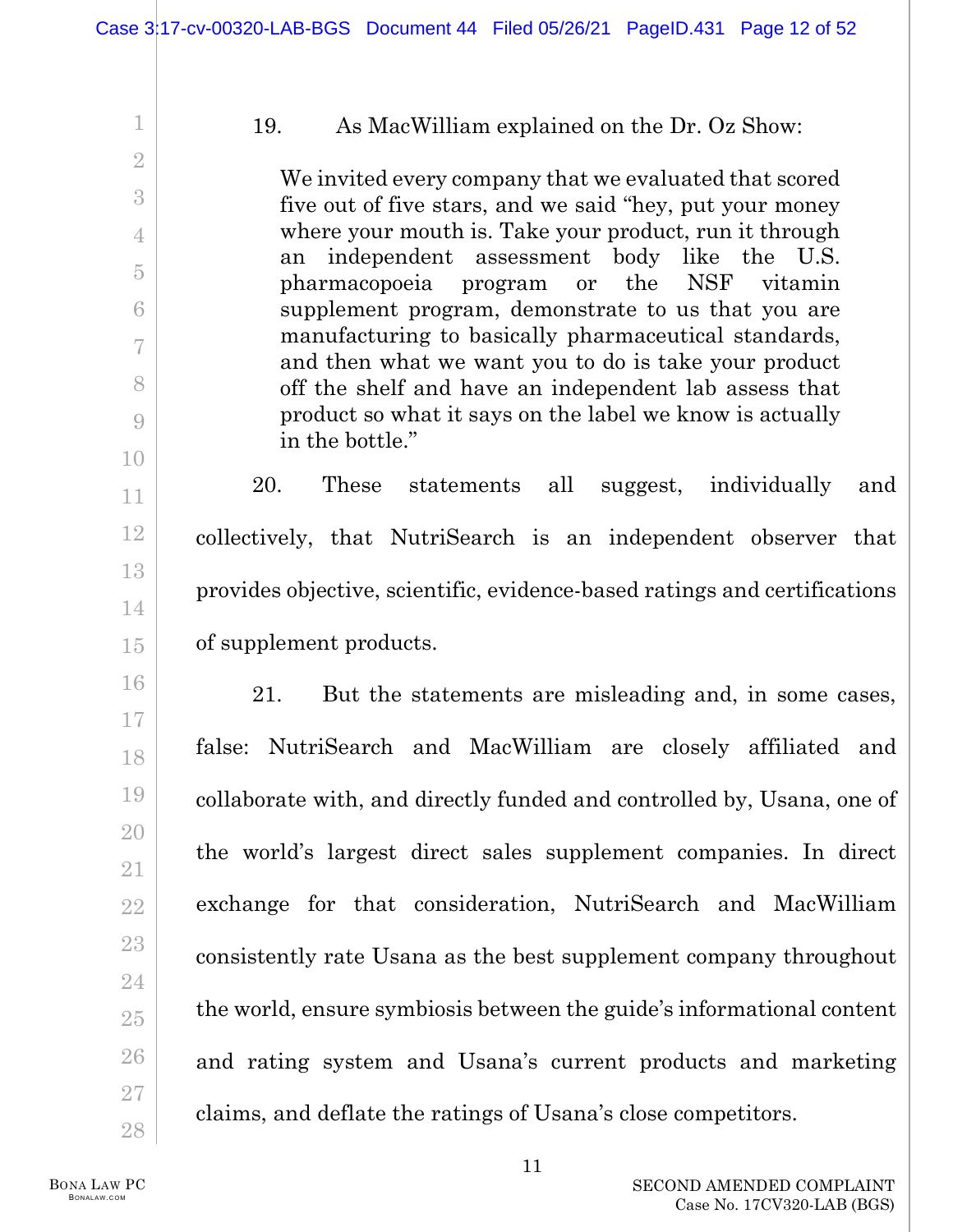19. As MacWilliam explained on the Dr. Oz Show:

> We invited every company that we evaluated that scored five out of five stars, and we said "hey, put your money where your mouth is. Take your product, run it through an independent assessment body like the U.S. pharmacopoeia program or the NSF vitamin supplement program, demonstrate to us that you are manufacturing to basically pharmaceutical standards, and then what we want you to do is take your product off the shelf and have an independent lab assess that product so what it says on the label we know is actually in the bottle."

20. These statements all suggest, individually and collectively, that NutriSearch is an independent observer that provides objective, scientific, evidence-based ratings and certifications of supplement products.

21. But the statements are misleading and, in some cases, false: NutriSearch and MacWilliam are closely affiliated and collaborate with, and directly funded and controlled by, Usana, one of the world's largest direct sales supplement companies. In direct exchange for that consideration, NutriSearch and MacWilliam consistently rate Usana as the best supplement company throughout the world, ensure symbiosis between the guide's informational content and rating system and Usana's current products and marketing claims, and deflate the ratings of Usana's close competitors.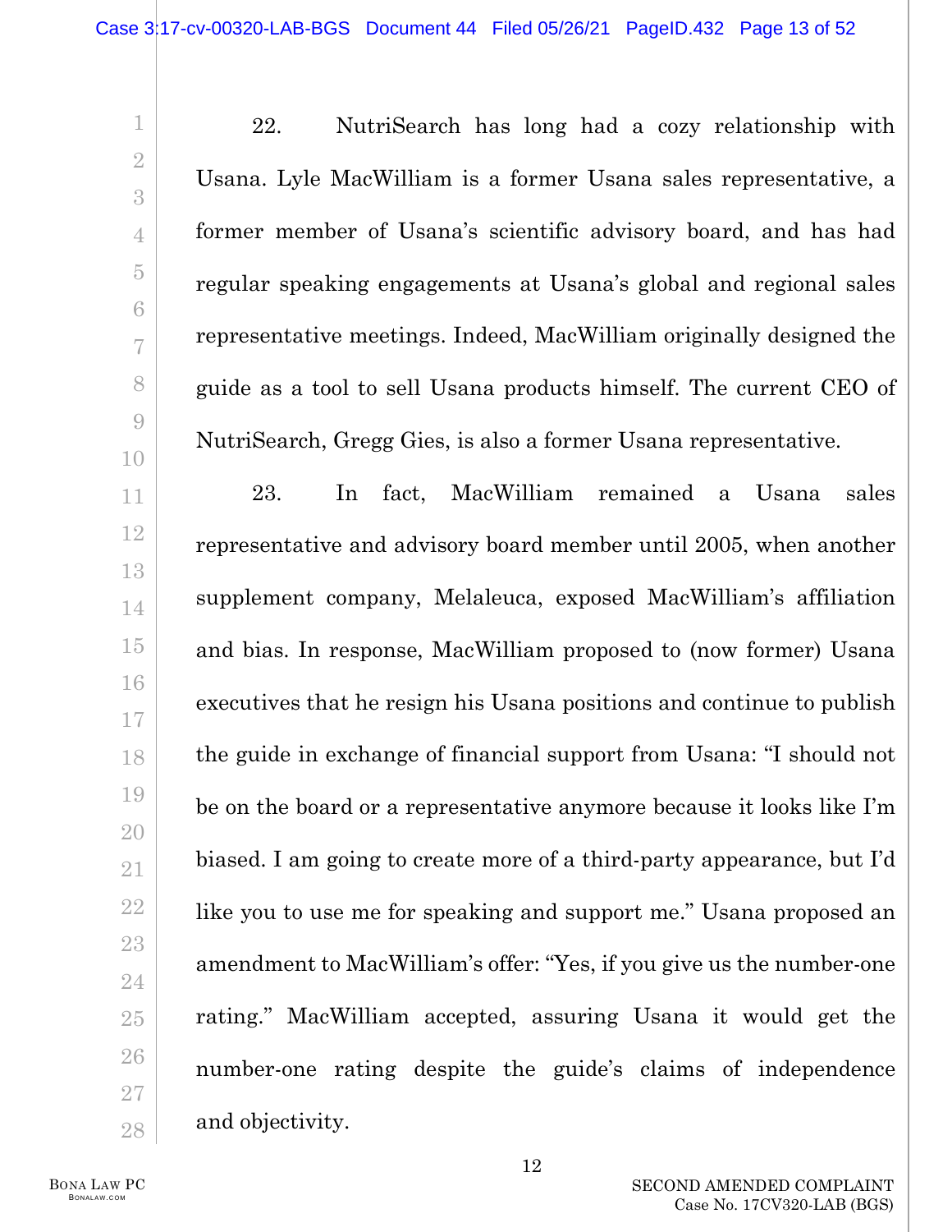22. NutriSearch has long had a cozy relationship with Usana. Lyle MacWilliam is a former Usana sales representative, a former member of Usana's scientific advisory board, and has had regular speaking engagements at Usana's global and regional sales representative meetings. Indeed, MacWilliam originally designed the guide as a tool to sell Usana products himself. The current CEO of NutriSearch, Gregg Gies, is also a former Usana representative.

23. In fact, MacWilliam remained a Usana sales representative and advisory board member until 2005, when another supplement company, Melaleuca, exposed MacWilliam's affiliation and bias. In response, MacWilliam proposed to (now former) Usana executives that he resign his Usana positions and continue to publish the guide in exchange of financial support from Usana: "I should not be on the board or a representative anymore because it looks like I'm biased. I am going to create more of a third-party appearance, but I'd like you to use me for speaking and support me." Usana proposed an amendment to MacWilliam's offer: "Yes, if you give us the number-one rating." MacWilliam accepted, assuring Usana it would get the number-one rating despite the guide's claims of independence and objectivity.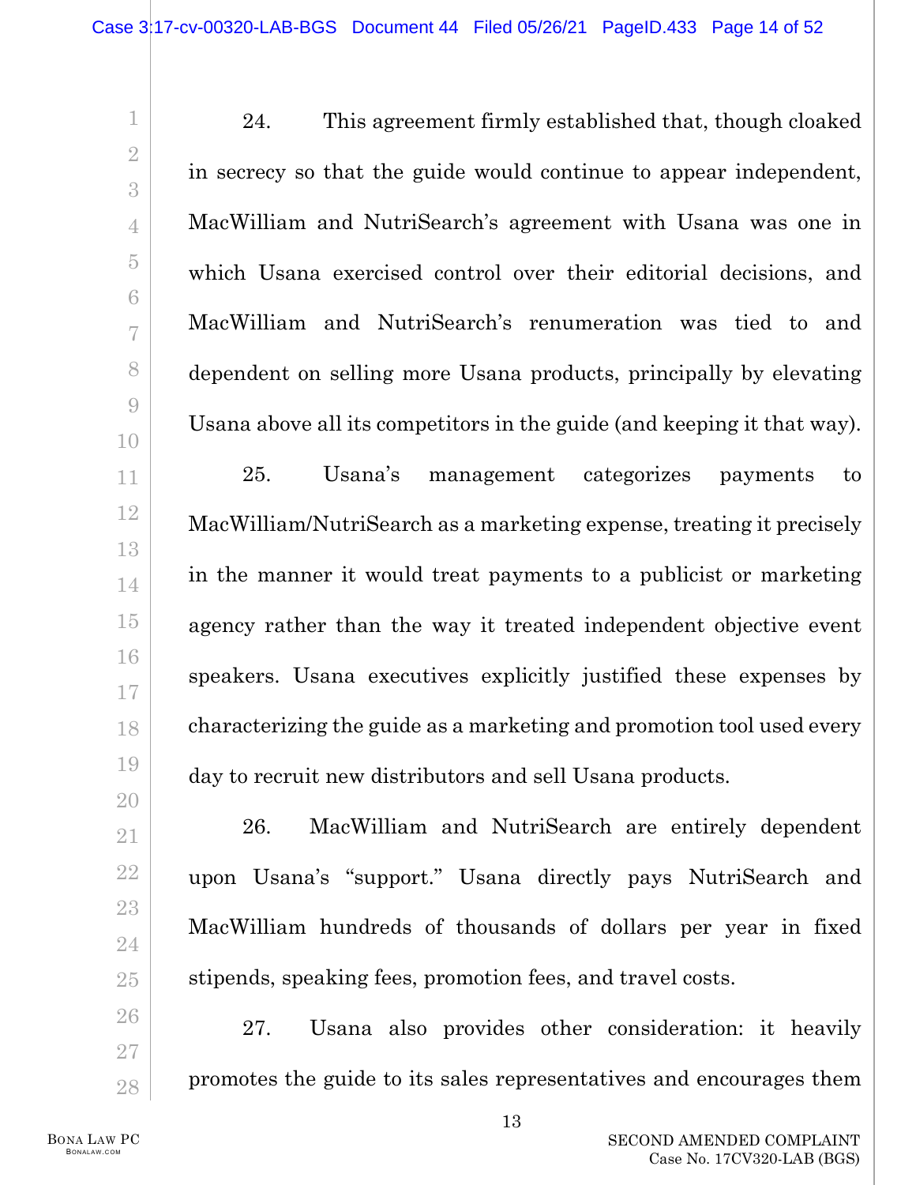24. This agreement firmly established that, though cloaked in secrecy so that the guide would continue to appear independent, MacWilliam and NutriSearch's agreement with Usana was one in which Usana exercised control over their editorial decisions, and MacWilliam and NutriSearch's renumeration was tied to and dependent on selling more Usana products, principally by elevating Usana above all its competitors in the guide (and keeping it that way).

25. Usana's management categorizes payments to MacWilliam/NutriSearch as a marketing expense, treating it precisely in the manner it would treat payments to a publicist or marketing agency rather than the way it treated independent objective event speakers. Usana executives explicitly justified these expenses by characterizing the guide as a marketing and promotion tool used every day to recruit new distributors and sell Usana products.

26. MacWilliam and NutriSearch are entirely dependent upon Usana's "support." Usana directly pays NutriSearch and MacWilliam hundreds of thousands of dollars per year in fixed stipends, speaking fees, promotion fees, and travel costs.

27. Usana also provides other consideration: it heavily promotes the guide to its sales representatives and encourages them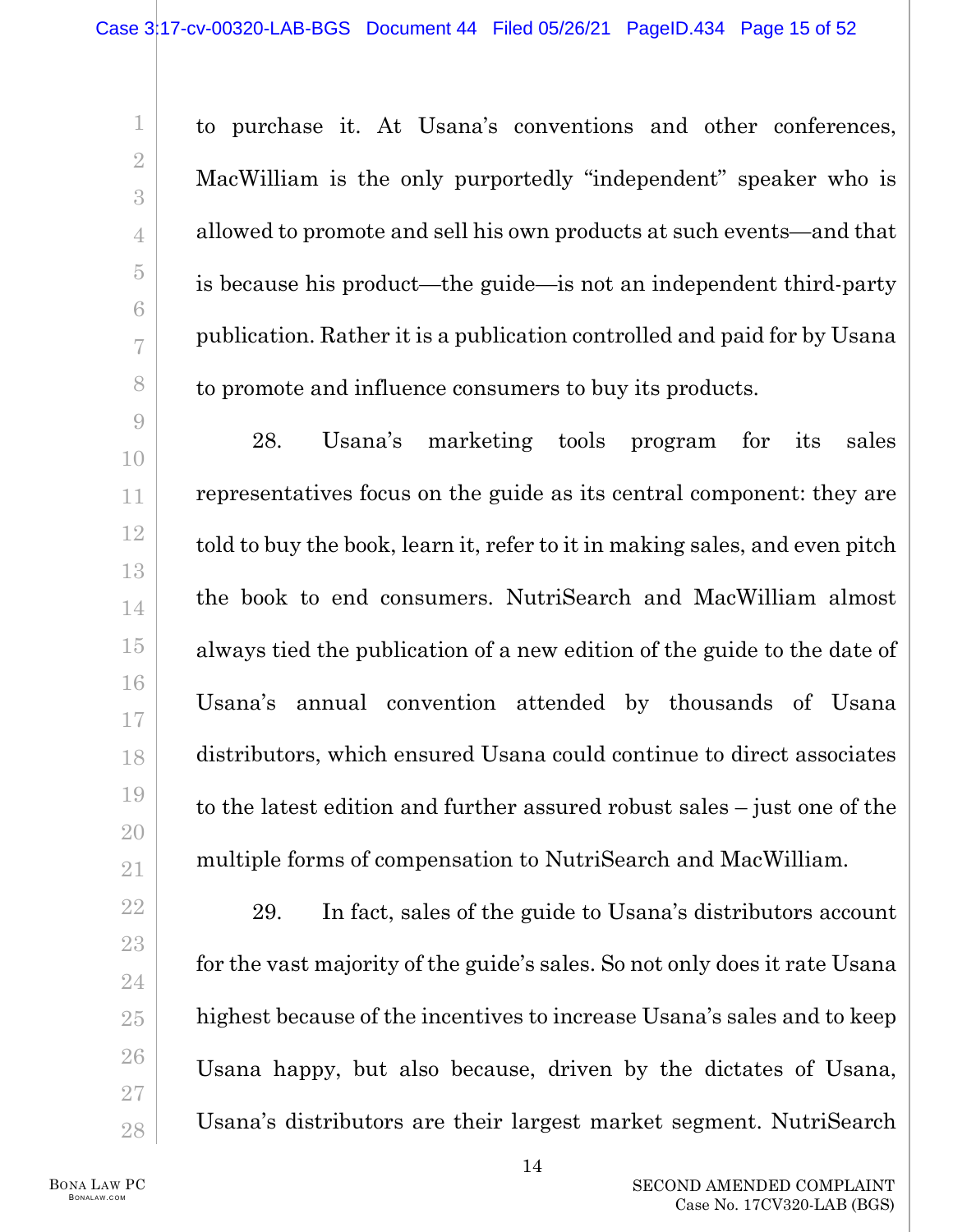to purchase it. At Usana's conventions and other conferences, MacWilliam is the only purportedly "independent" speaker who is allowed to promote and sell his own products at such events—and that is because his product—the guide—is not an independent third-party publication. Rather it is a publication controlled and paid for by Usana to promote and influence consumers to buy its products.

28. Usana's marketing tools program for its sales representatives focus on the guide as its central component: they are told to buy the book, learn it, refer to it in making sales, and even pitch the book to end consumers. NutriSearch and MacWilliam almost always tied the publication of a new edition of the guide to the date of Usana's annual convention attended by thousands of Usana distributors, which ensured Usana could continue to direct associates to the latest edition and further assured robust sales – just one of the multiple forms of compensation to NutriSearch and MacWilliam.

29. In fact, sales of the guide to Usana's distributors account for the vast majority of the guide's sales. So not only does it rate Usana highest because of the incentives to increase Usana's sales and to keep Usana happy, but also because, driven by the dictates of Usana, Usana's distributors are their largest market segment. NutriSearch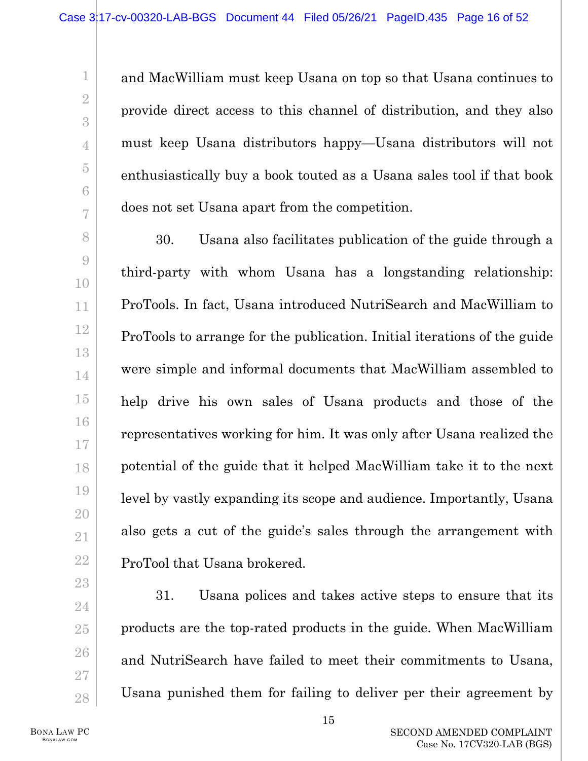and MacWilliam must keep Usana on top so that Usana continues to provide direct access to this channel of distribution, and they also must keep Usana distributors happy—Usana distributors will not enthusiastically buy a book touted as a Usana sales tool if that book does not set Usana apart from the competition.

30. Usana also facilitates publication of the guide through a third-party with whom Usana has a longstanding relationship: ProTools. In fact, Usana introduced NutriSearch and MacWilliam to ProTools to arrange for the publication. Initial iterations of the guide were simple and informal documents that MacWilliam assembled to help drive his own sales of Usana products and those of the representatives working for him. It was only after Usana realized the potential of the guide that it helped MacWilliam take it to the next level by vastly expanding its scope and audience. Importantly, Usana also gets a cut of the guide's sales through the arrangement with ProTool that Usana brokered.

31. Usana polices and takes active steps to ensure that its products are the top-rated products in the guide. When MacWilliam and NutriSearch have failed to meet their commitments to Usana, Usana punished them for failing to deliver per their agreement by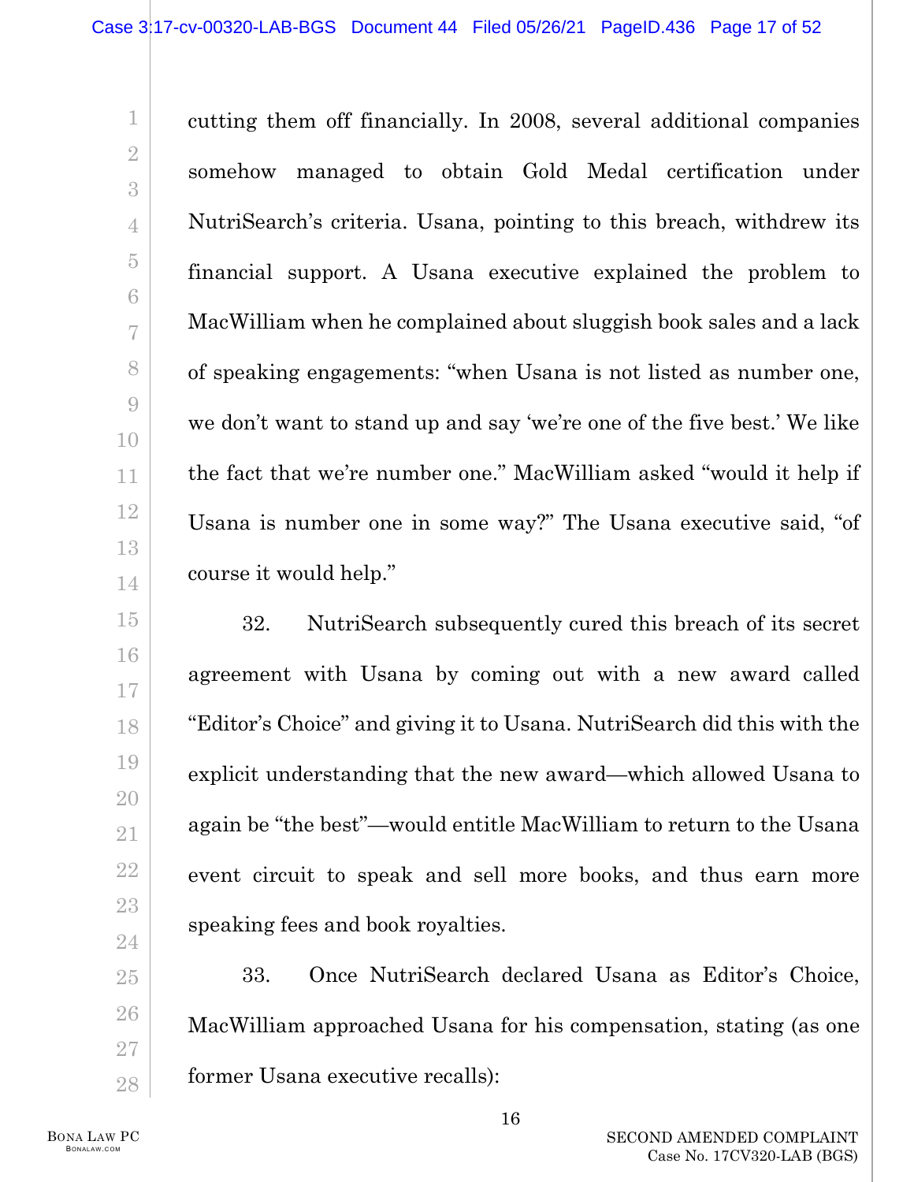cutting them off financially. In 2008, several additional companies somehow managed to obtain Gold Medal certification under NutriSearch's criteria. Usana, pointing to this breach, withdrew its financial support. A Usana executive explained the problem to MacWilliam when he complained about sluggish book sales and a lack of speaking engagements: "when Usana is not listed as number one, we don't want to stand up and say 'we're one of the five best.' We like the fact that we're number one." MacWilliam asked "would it help if Usana is number one in some way?" The Usana executive said, "of course it would help."

32. NutriSearch subsequently cured this breach of its secret agreement with Usana by coming out with a new award called "Editor's Choice" and giving it to Usana. NutriSearch did this with the explicit understanding that the new award—which allowed Usana to again be "the best"—would entitle MacWilliam to return to the Usana event circuit to speak and sell more books, and thus earn more speaking fees and book royalties.

33. Once NutriSearch declared Usana as Editor's Choice, MacWilliam approached Usana for his compensation, stating (as one former Usana executive recalls):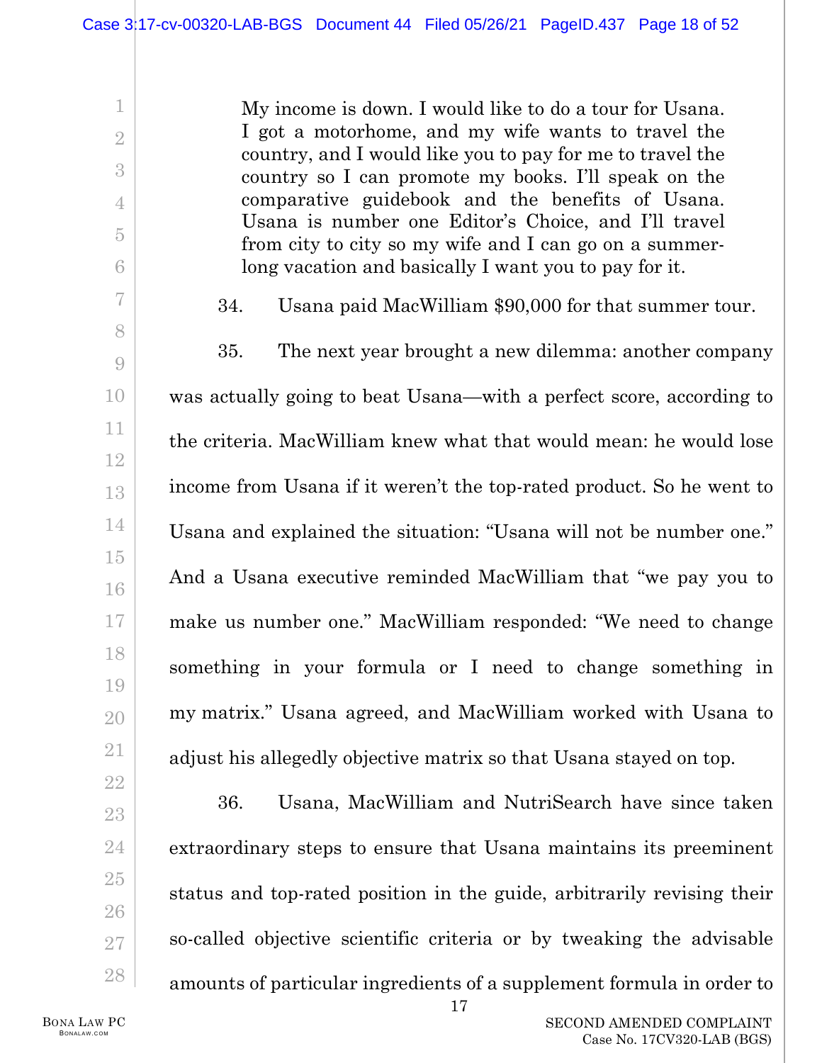> My income is down. I would like to do a tour for Usana. I got a motorhome, and my wife wants to travel the country, and I would like you to pay for me to travel the country so I can promote my books. I'll speak on the comparative guidebook and the benefits of Usana. Usana is number one Editor's Choice, and I'll travel from city to city so my wife and I can go on a summer-long vacation and basically I want you to pay for it.

34. Usana paid MacWilliam $90,000 for that summer tour.

35. The next year brought a new dilemma: another company was actually going to beat Usana—with a perfect score, according to the criteria. MacWilliam knew what that would mean: he would lose income from Usana if it weren't the top-rated product. So he went to Usana and explained the situation: "Usana will not be number one." And a Usana executive reminded MacWilliam that "we pay you to make us number one." MacWilliam responded: "We need to change something in your formula or I need to change something in my matrix." Usana agreed, and MacWilliam worked with Usana to adjust his allegedly objective matrix so that Usana stayed on top.

36. Usana, MacWilliam and NutriSearch have since taken extraordinary steps to ensure that Usana maintains its preeminent status and top-rated position in the guide, arbitrarily revising their so-called objective scientific criteria or by tweaking the advisable amounts of particular ingredients of a supplement formula in order to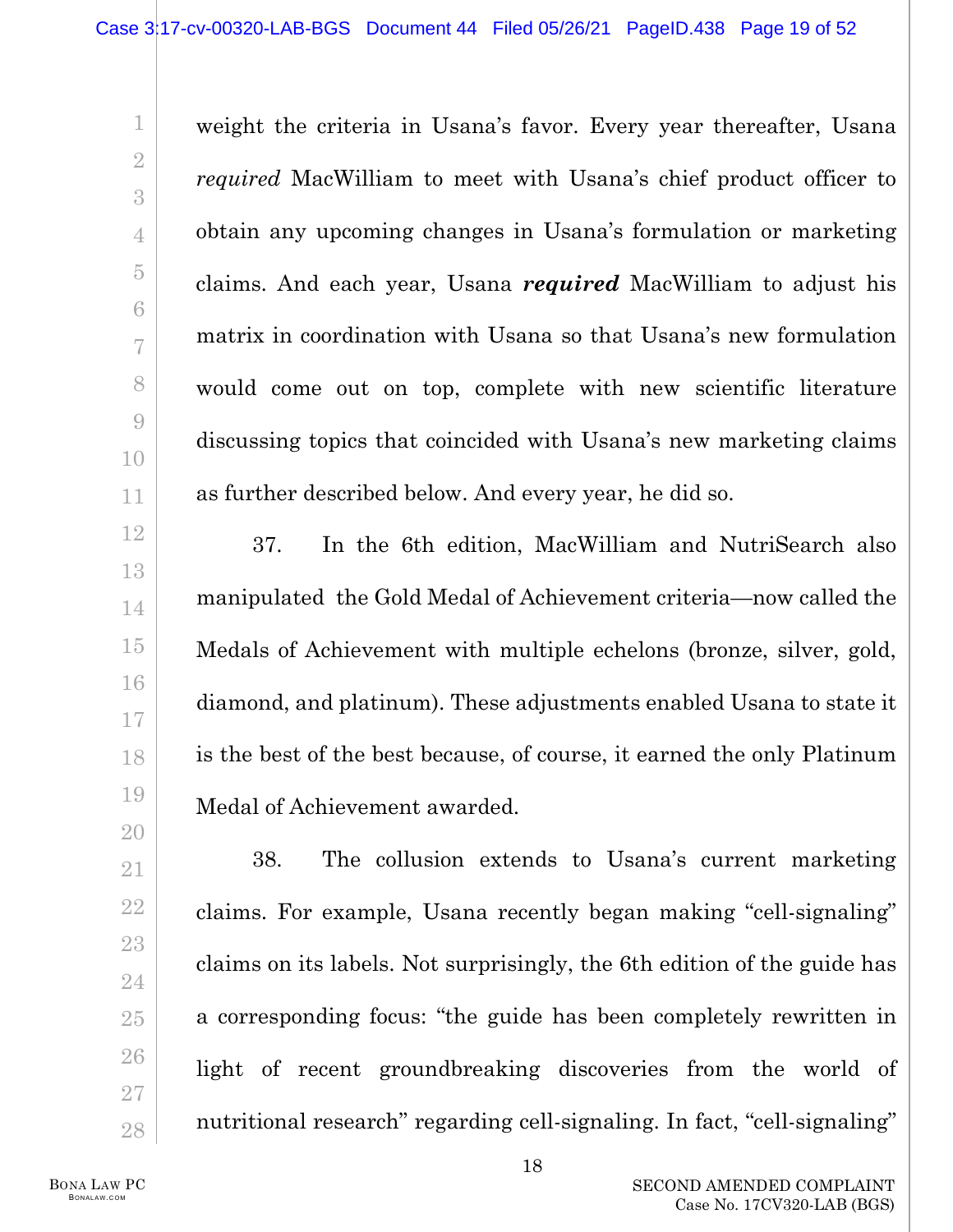weight the criteria in Usana's favor. Every year thereafter, Usana *required* MacWilliam to meet with Usana's chief product officer to obtain any upcoming changes in Usana's formulation or marketing claims. And each year, Usana ***required*** MacWilliam to adjust his matrix in coordination with Usana so that Usana's new formulation would come out on top, complete with new scientific literature discussing topics that coincided with Usana's new marketing claims as further described below. And every year, he did so.

37. In the 6th edition, MacWilliam and NutriSearch also manipulated the Gold Medal of Achievement criteria—now called the Medals of Achievement with multiple echelons (bronze, silver, gold, diamond, and platinum). These adjustments enabled Usana to state it is the best of the best because, of course, it earned the only Platinum Medal of Achievement awarded.

38. The collusion extends to Usana's current marketing claims. For example, Usana recently began making "cell-signaling" claims on its labels. Not surprisingly, the 6th edition of the guide has a corresponding focus: "the guide has been completely rewritten in light of recent groundbreaking discoveries from the world of nutritional research" regarding cell-signaling. In fact, "cell-signaling"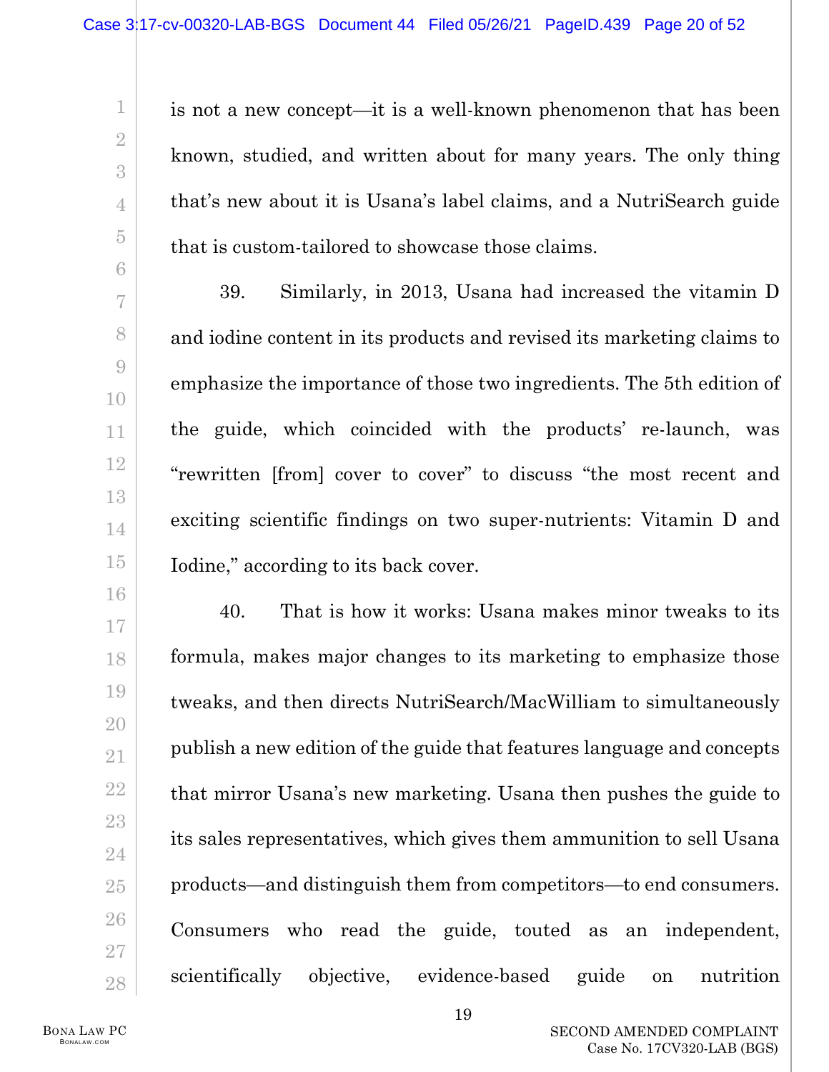is not a new concept—it is a well-known phenomenon that has been known, studied, and written about for many years. The only thing that's new about it is Usana's label claims, and a NutriSearch guide that is custom-tailored to showcase those claims.

39. Similarly, in 2013, Usana had increased the vitamin D and iodine content in its products and revised its marketing claims to emphasize the importance of those two ingredients. The 5th edition of the guide, which coincided with the products' re-launch, was "rewritten [from] cover to cover" to discuss "the most recent and exciting scientific findings on two super-nutrients: Vitamin D and Iodine," according to its back cover.

40. That is how it works: Usana makes minor tweaks to its formula, makes major changes to its marketing to emphasize those tweaks, and then directs NutriSearch/MacWilliam to simultaneously publish a new edition of the guide that features language and concepts that mirror Usana's new marketing. Usana then pushes the guide to its sales representatives, which gives them ammunition to sell Usana products—and distinguish them from competitors—to end consumers. Consumers who read the guide, touted as an independent, scientifically objective, evidence-based guide on nutrition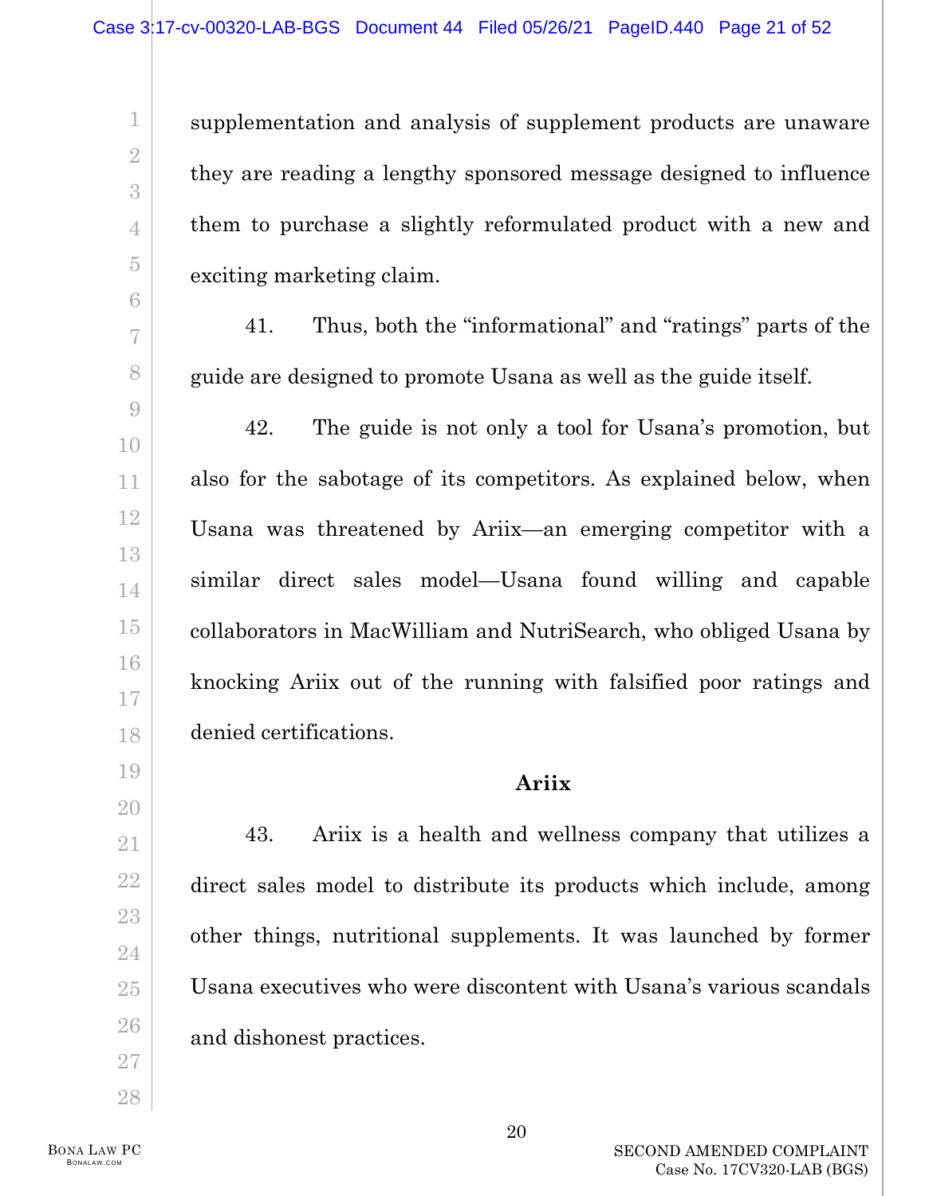supplementation and analysis of supplement products are unaware they are reading a lengthy sponsored message designed to influence them to purchase a slightly reformulated product with a new and exciting marketing claim.

41. Thus, both the "informational" and "ratings" parts of the guide are designed to promote Usana as well as the guide itself.

42. The guide is not only a tool for Usana's promotion, but also for the sabotage of its competitors. As explained below, when Usana was threatened by Ariix—an emerging competitor with a similar direct sales model—Usana found willing and capable collaborators in MacWilliam and NutriSearch, who obliged Usana by knocking Ariix out of the running with falsified poor ratings and denied certifications.

### Ariix

43. Ariix is a health and wellness company that utilizes a direct sales model to distribute its products which include, among other things, nutritional supplements. It was launched by former Usana executives who were discontent with Usana's various scandals and dishonest practices.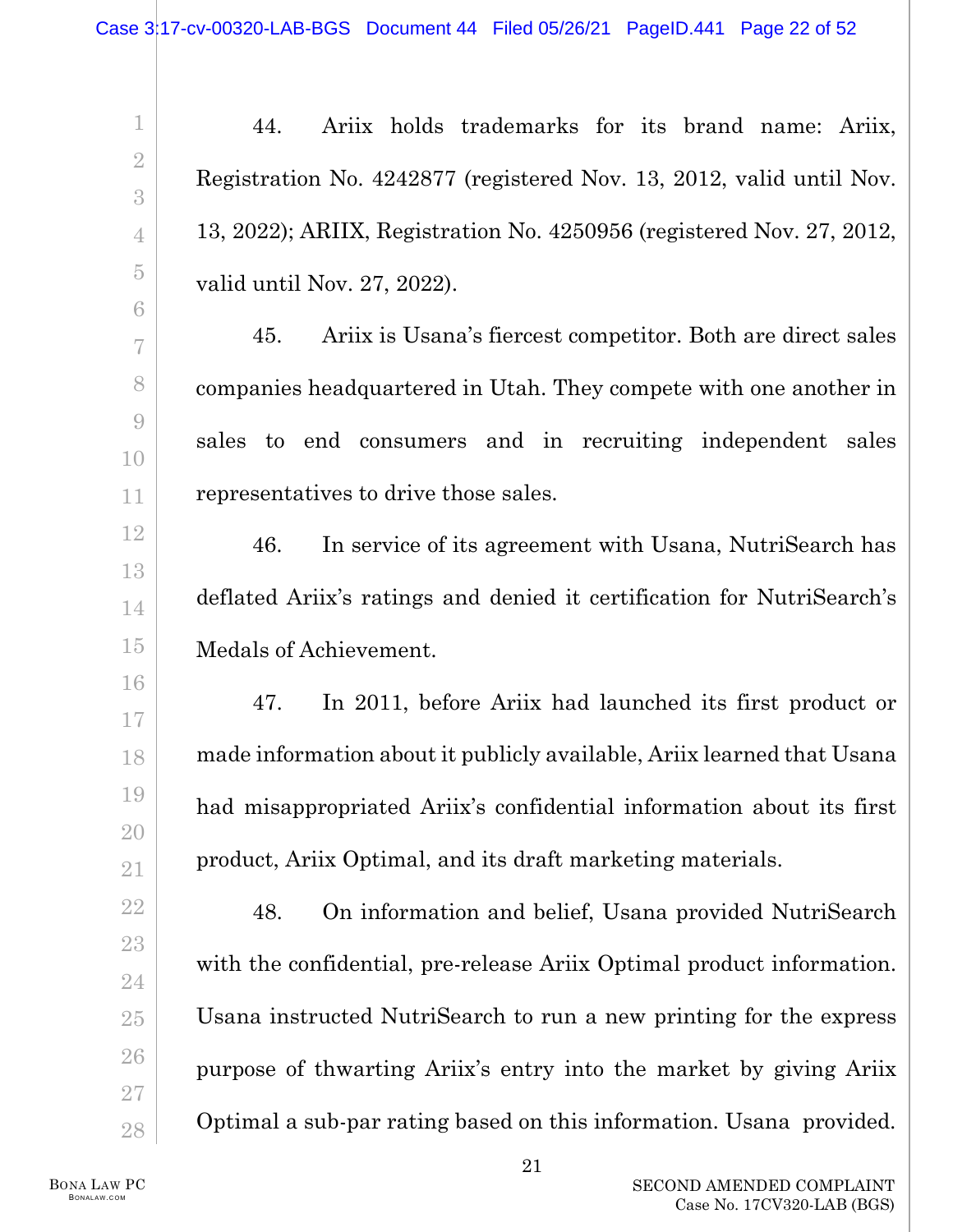44. Ariix holds trademarks for its brand name: Ariix, Registration No. 4242877 (registered Nov. 13, 2012, valid until Nov. 13, 2022); ARIIX, Registration No. 4250956 (registered Nov. 27, 2012, valid until Nov. 27, 2022).

45. Ariix is Usana's fiercest competitor. Both are direct sales companies headquartered in Utah. They compete with one another in sales to end consumers and in recruiting independent sales representatives to drive those sales.

46. In service of its agreement with Usana, NutriSearch has deflated Ariix's ratings and denied it certification for NutriSearch's Medals of Achievement.

47. In 2011, before Ariix had launched its first product or made information about it publicly available, Ariix learned that Usana had misappropriated Ariix's confidential information about its first product, Ariix Optimal, and its draft marketing materials.

48. On information and belief, Usana provided NutriSearch with the confidential, pre-release Ariix Optimal product information. Usana instructed NutriSearch to run a new printing for the express purpose of thwarting Ariix's entry into the market by giving Ariix Optimal a sub-par rating based on this information. Usana provided.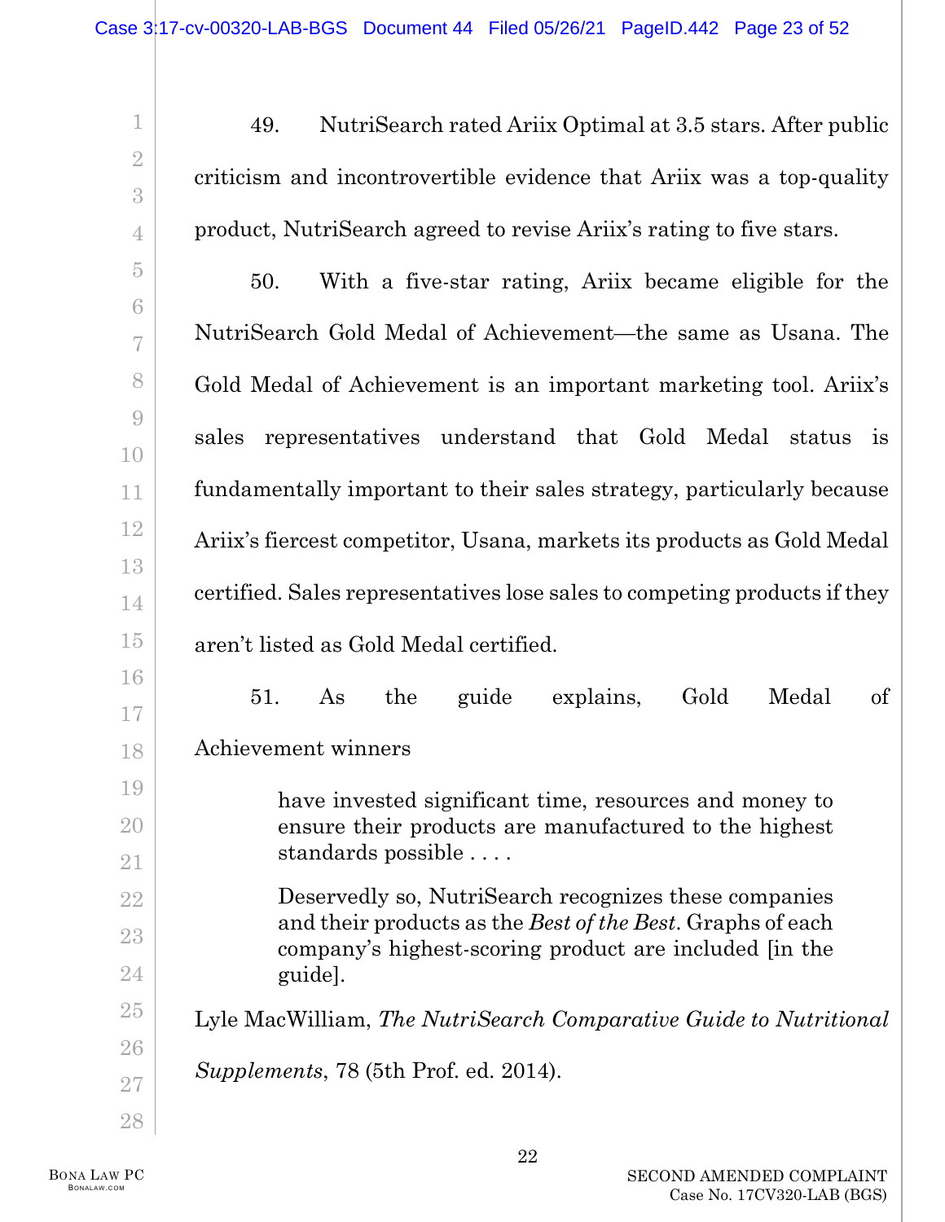49. NutriSearch rated Ariix Optimal at 3.5 stars. After public criticism and incontrovertible evidence that Ariix was a top-quality product, NutriSearch agreed to revise Ariix's rating to five stars.

50. With a five-star rating, Ariix became eligible for the NutriSearch Gold Medal of Achievement—the same as Usana. The Gold Medal of Achievement is an important marketing tool. Ariix's sales representatives understand that Gold Medal status is fundamentally important to their sales strategy, particularly because Ariix's fiercest competitor, Usana, markets its products as Gold Medal certified. Sales representatives lose sales to competing products if they aren't listed as Gold Medal certified.

51. As the guide explains, Gold Medal of Achievement winners

> have invested significant time, resources and money to ensure their products are manufactured to the highest standards possible . . . .
>
> Deservedly so, NutriSearch recognizes these companies and their products as the *Best of the Best*. Graphs of each company's highest-scoring product are included [in the guide].

Lyle MacWilliam, *The NutriSearch Comparative Guide to Nutritional Supplements*, 78 (5th Prof. ed. 2014).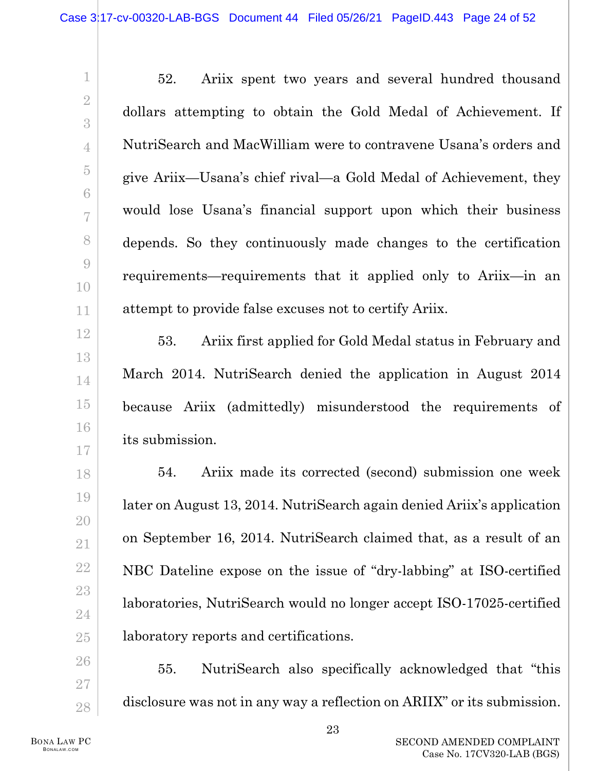52. Ariix spent two years and several hundred thousand dollars attempting to obtain the Gold Medal of Achievement. If NutriSearch and MacWilliam were to contravene Usana's orders and give Ariix—Usana's chief rival—a Gold Medal of Achievement, they would lose Usana's financial support upon which their business depends. So they continuously made changes to the certification requirements—requirements that it applied only to Ariix—in an attempt to provide false excuses not to certify Ariix.

53. Ariix first applied for Gold Medal status in February and March 2014. NutriSearch denied the application in August 2014 because Ariix (admittedly) misunderstood the requirements of its submission.

54. Ariix made its corrected (second) submission one week later on August 13, 2014. NutriSearch again denied Ariix's application on September 16, 2014. NutriSearch claimed that, as a result of an NBC Dateline expose on the issue of "dry-labbing" at ISO-certified laboratories, NutriSearch would no longer accept ISO-17025-certified laboratory reports and certifications.

55. NutriSearch also specifically acknowledged that "this disclosure was not in any way a reflection on ARIIX" or its submission.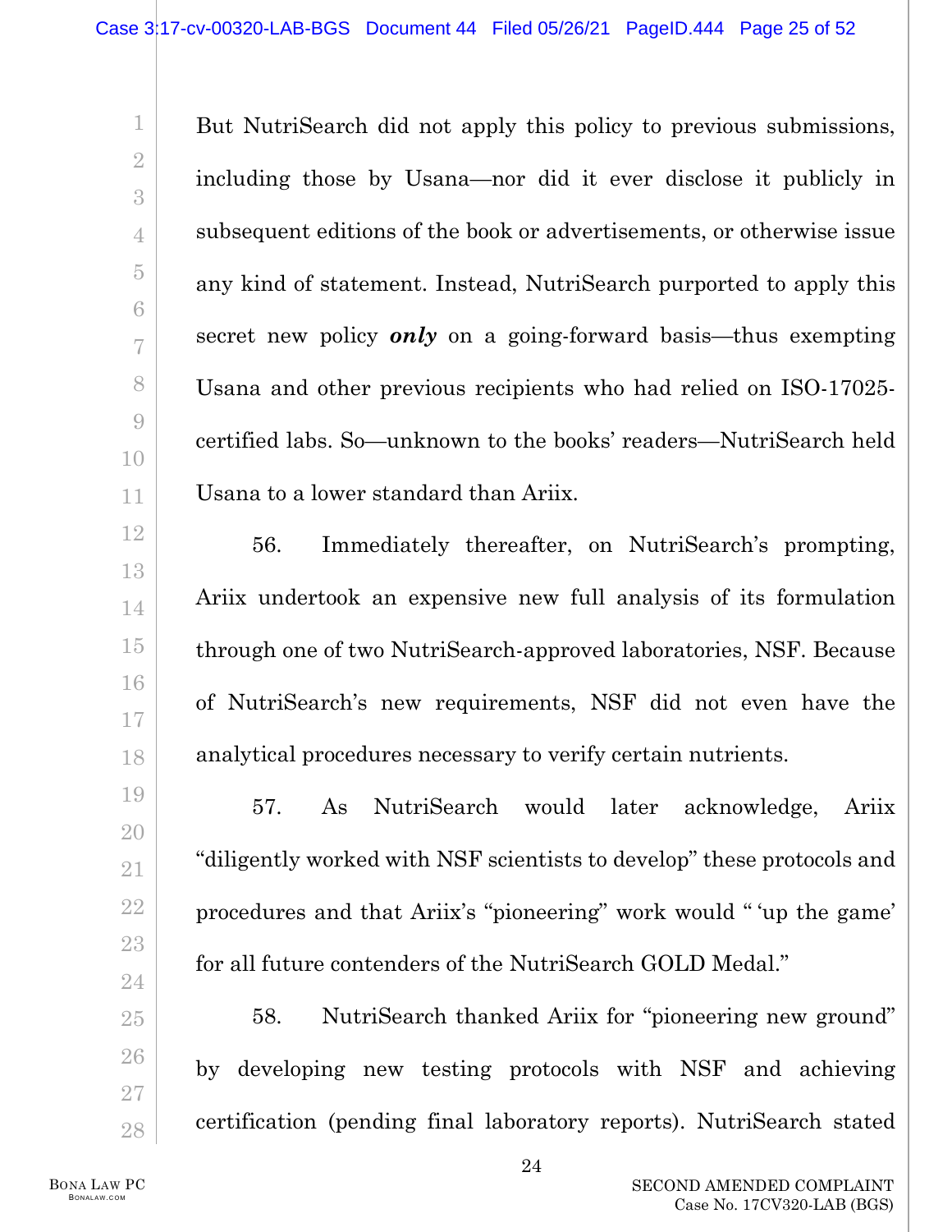But NutriSearch did not apply this policy to previous submissions, including those by Usana—nor did it ever disclose it publicly in subsequent editions of the book or advertisements, or otherwise issue any kind of statement. Instead, NutriSearch purported to apply this secret new policy ***only*** on a going-forward basis—thus exempting Usana and other previous recipients who had relied on ISO-17025-certified labs. So—unknown to the books' readers—NutriSearch held Usana to a lower standard than Ariix.

56. Immediately thereafter, on NutriSearch's prompting, Ariix undertook an expensive new full analysis of its formulation through one of two NutriSearch-approved laboratories, NSF. Because of NutriSearch's new requirements, NSF did not even have the analytical procedures necessary to verify certain nutrients.

57. As NutriSearch would later acknowledge, Ariix "diligently worked with NSF scientists to develop" these protocols and procedures and that Ariix's "pioneering" work would " 'up the game' for all future contenders of the NutriSearch GOLD Medal."

58. NutriSearch thanked Ariix for "pioneering new ground" by developing new testing protocols with NSF and achieving certification (pending final laboratory reports). NutriSearch stated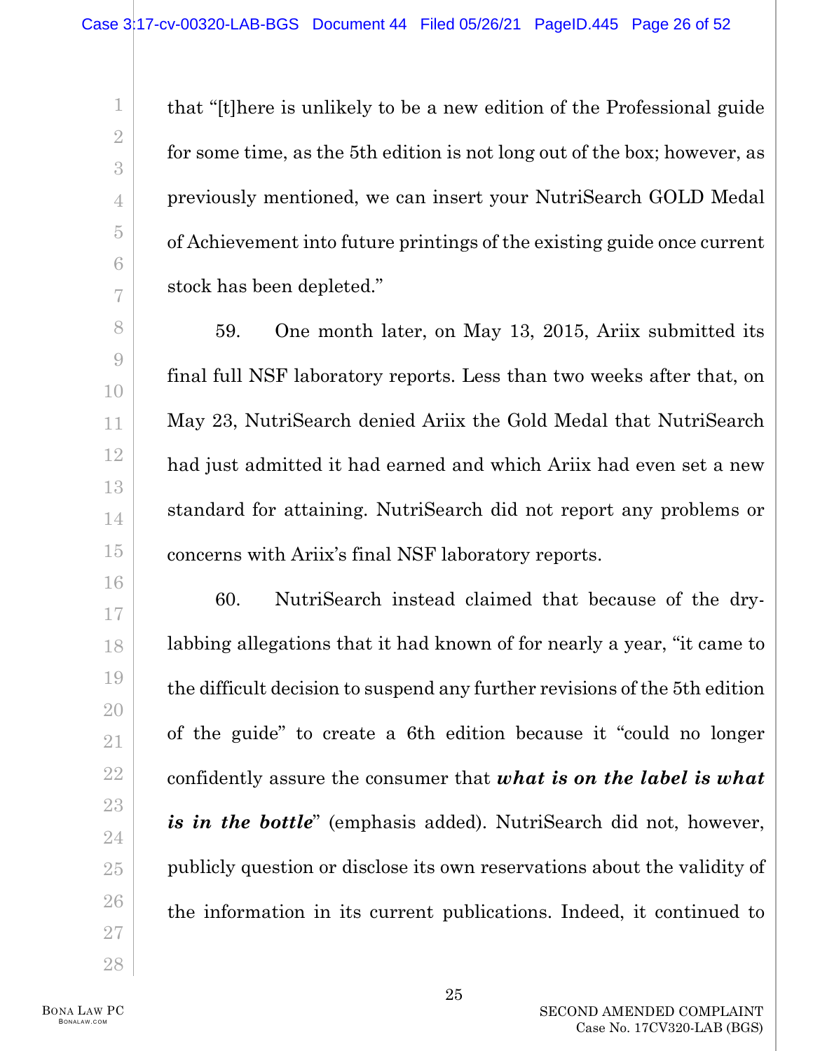that "[t]here is unlikely to be a new edition of the Professional guide for some time, as the 5th edition is not long out of the box; however, as previously mentioned, we can insert your NutriSearch GOLD Medal of Achievement into future printings of the existing guide once current stock has been depleted."

59. One month later, on May 13, 2015, Ariix submitted its final full NSF laboratory reports. Less than two weeks after that, on May 23, NutriSearch denied Ariix the Gold Medal that NutriSearch had just admitted it had earned and which Ariix had even set a new standard for attaining. NutriSearch did not report any problems or concerns with Ariix's final NSF laboratory reports.

60. NutriSearch instead claimed that because of the dry-labbing allegations that it had known of for nearly a year, "it came to the difficult decision to suspend any further revisions of the 5th edition of the guide" to create a 6th edition because it "could no longer confidently assure the consumer that ***what is on the label is what is in the bottle***" (emphasis added). NutriSearch did not, however, publicly question or disclose its own reservations about the validity of the information in its current publications. Indeed, it continued to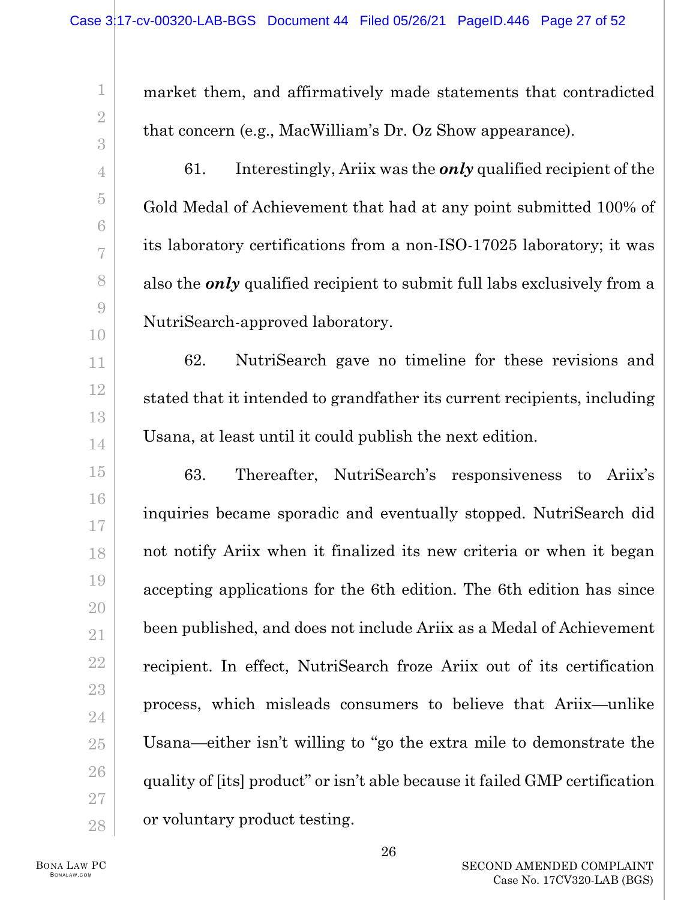market them, and affirmatively made statements that contradicted that concern (e.g., MacWilliam's Dr. Oz Show appearance).

61. Interestingly, Ariix was the ***only*** qualified recipient of the Gold Medal of Achievement that had at any point submitted 100% of its laboratory certifications from a non-ISO-17025 laboratory; it was also the ***only*** qualified recipient to submit full labs exclusively from a NutriSearch-approved laboratory.

62. NutriSearch gave no timeline for these revisions and stated that it intended to grandfather its current recipients, including Usana, at least until it could publish the next edition.

63. Thereafter, NutriSearch's responsiveness to Ariix's inquiries became sporadic and eventually stopped. NutriSearch did not notify Ariix when it finalized its new criteria or when it began accepting applications for the 6th edition. The 6th edition has since been published, and does not include Ariix as a Medal of Achievement recipient. In effect, NutriSearch froze Ariix out of its certification process, which misleads consumers to believe that Ariix—unlike Usana—either isn't willing to "go the extra mile to demonstrate the quality of [its] product" or isn't able because it failed GMP certification or voluntary product testing.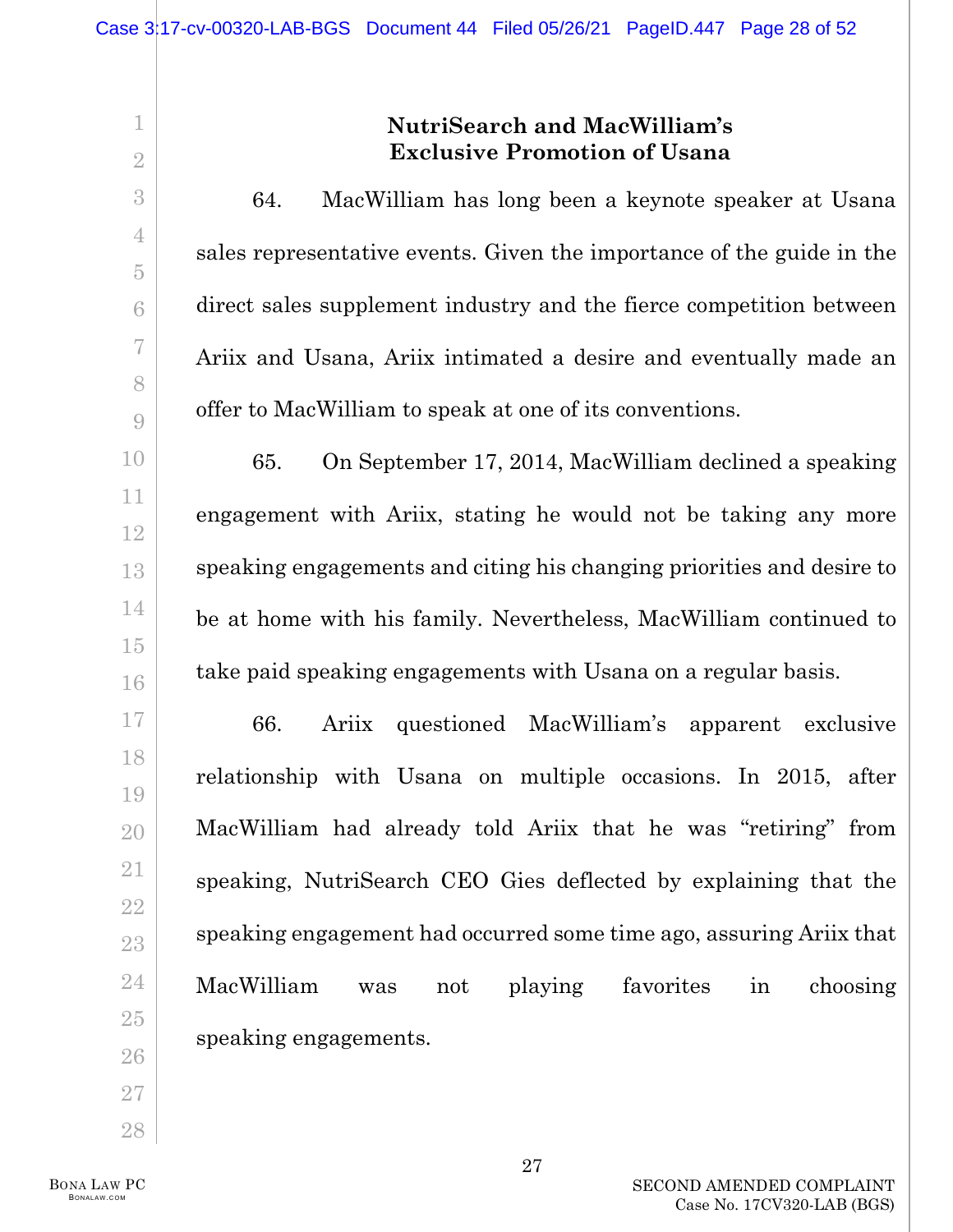## NutriSearch and MacWilliam's Exclusive Promotion of Usana

64. MacWilliam has long been a keynote speaker at Usana sales representative events. Given the importance of the guide in the direct sales supplement industry and the fierce competition between Ariix and Usana, Ariix intimated a desire and eventually made an offer to MacWilliam to speak at one of its conventions.

65. On September 17, 2014, MacWilliam declined a speaking engagement with Ariix, stating he would not be taking any more speaking engagements and citing his changing priorities and desire to be at home with his family. Nevertheless, MacWilliam continued to take paid speaking engagements with Usana on a regular basis.

66. Ariix questioned MacWilliam's apparent exclusive relationship with Usana on multiple occasions. In 2015, after MacWilliam had already told Ariix that he was "retiring" from speaking, NutriSearch CEO Gies deflected by explaining that the speaking engagement had occurred some time ago, assuring Ariix that MacWilliam was not playing favorites in choosing speaking engagements.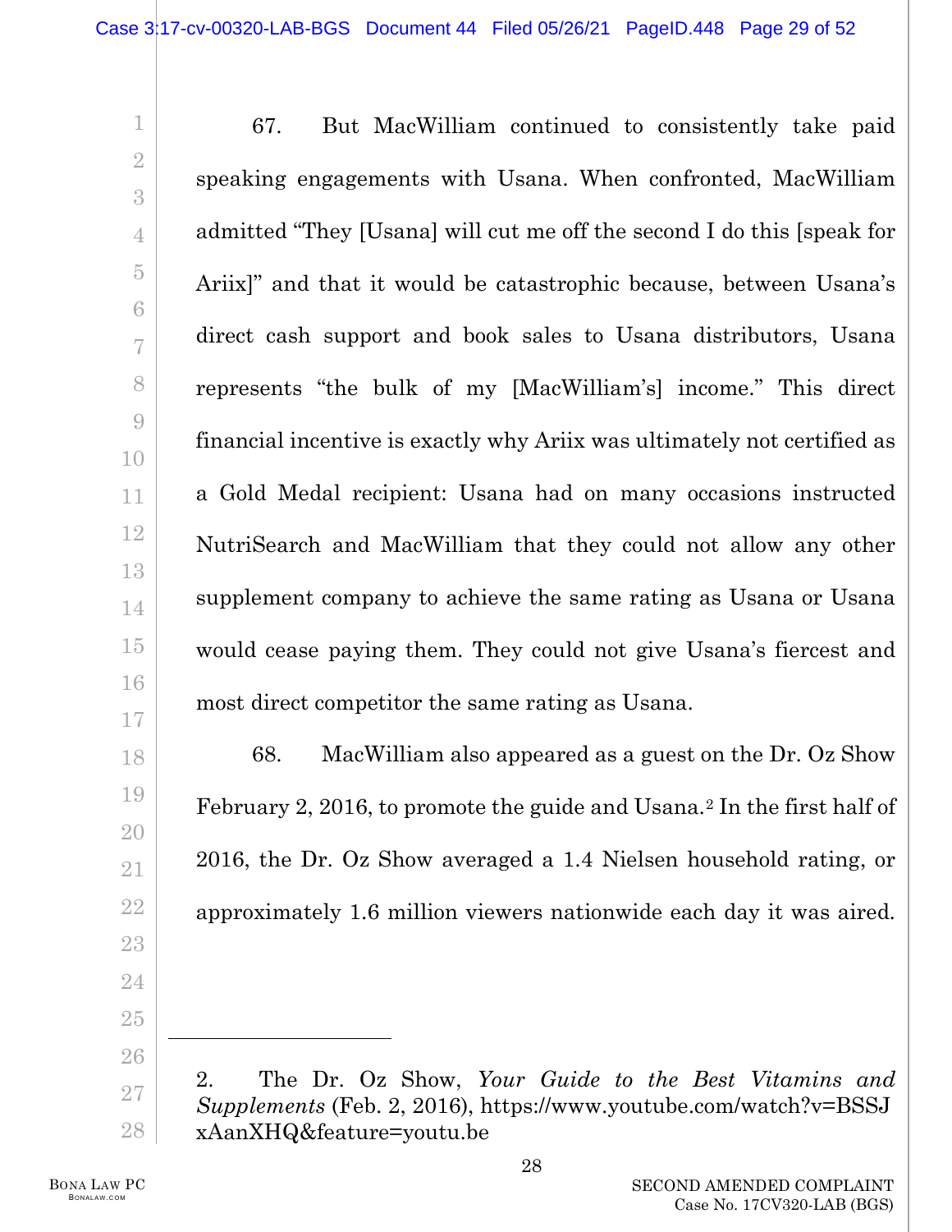67. But MacWilliam continued to consistently take paid speaking engagements with Usana. When confronted, MacWilliam admitted "They [Usana] will cut me off the second I do this [speak for Ariix]" and that it would be catastrophic because, between Usana's direct cash support and book sales to Usana distributors, Usana represents "the bulk of my [MacWilliam's] income." This direct financial incentive is exactly why Ariix was ultimately not certified as a Gold Medal recipient: Usana had on many occasions instructed NutriSearch and MacWilliam that they could not allow any other supplement company to achieve the same rating as Usana or Usana would cease paying them. They could not give Usana's fiercest and most direct competitor the same rating as Usana.

68. MacWilliam also appeared as a guest on the Dr. Oz Show February 2, 2016, to promote the guide and Usana.[2] In the first half of 2016, the Dr. Oz Show averaged a 1.4 Nielsen household rating, or approximately 1.6 million viewers nationwide each day it was aired.

---

2. The Dr. Oz Show, *Your Guide to the Best Vitamins and Supplements* (Feb. 2, 2016), https://www.youtube.com/watch?v=BSSJxAanXHQ&feature=youtu.be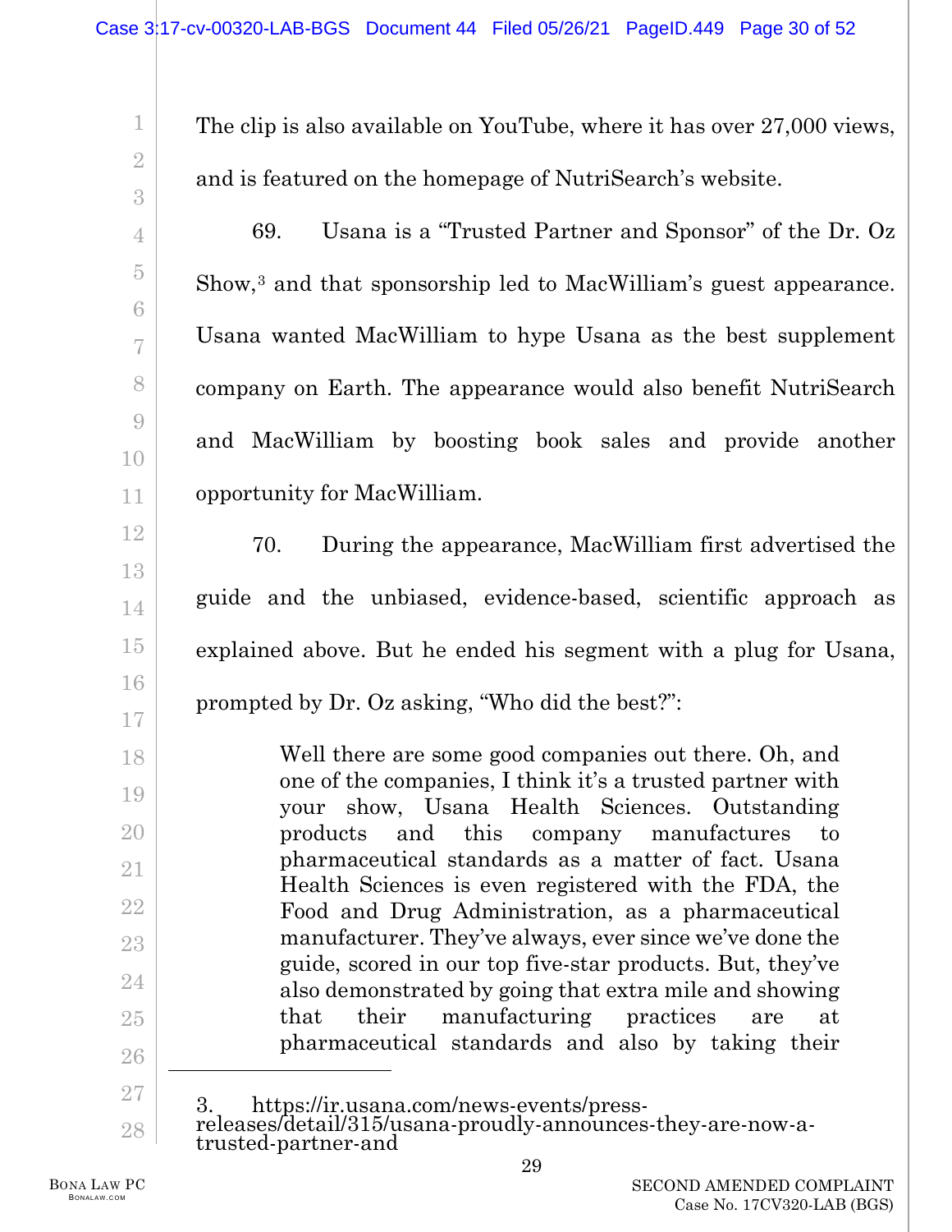The clip is also available on YouTube, where it has over 27,000 views, and is featured on the homepage of NutriSearch's website.

69. Usana is a "Trusted Partner and Sponsor" of the Dr. Oz Show,[3] and that sponsorship led to MacWilliam's guest appearance. Usana wanted MacWilliam to hype Usana as the best supplement company on Earth. The appearance would also benefit NutriSearch and MacWilliam by boosting book sales and provide another opportunity for MacWilliam.

70. During the appearance, MacWilliam first advertised the guide and the unbiased, evidence-based, scientific approach as explained above. But he ended his segment with a plug for Usana, prompted by Dr. Oz asking, "Who did the best?":

> Well there are some good companies out there. Oh, and one of the companies, I think it's a trusted partner with your show, Usana Health Sciences. Outstanding products and this company manufactures to pharmaceutical standards as a matter of fact. Usana Health Sciences is even registered with the FDA, the Food and Drug Administration, as a pharmaceutical manufacturer. They've always, ever since we've done the guide, scored in our top five-star products. But, they've also demonstrated by going that extra mile and showing that their manufacturing practices are at pharmaceutical standards and also by taking their

---

3. https://ir.usana.com/news-events/press-releases/detail/315/usana-proudly-announces-they-are-now-a-trusted-partner-and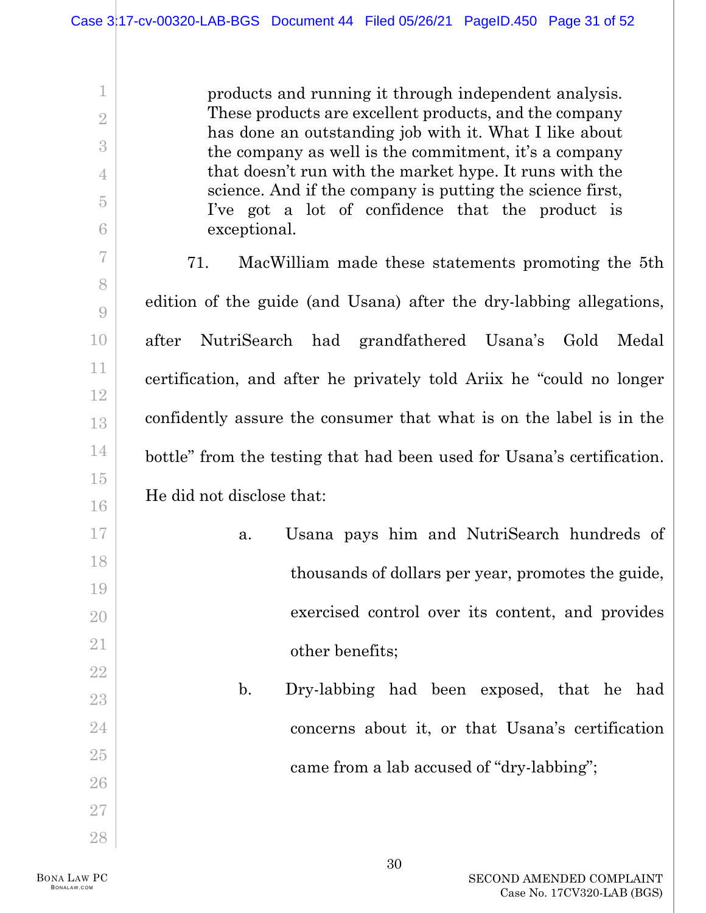> products and running it through independent analysis. These products are excellent products, and the company has done an outstanding job with it. What I like about the company as well is the commitment, it's a company that doesn't run with the market hype. It runs with the science. And if the company is putting the science first, I've got a lot of confidence that the product is exceptional.

71. MacWilliam made these statements promoting the 5th edition of the guide (and Usana) after the dry-labbing allegations, after NutriSearch had grandfathered Usana's Gold Medal certification, and after he privately told Ariix he "could no longer confidently assure the consumer that what is on the label is in the bottle" from the testing that had been used for Usana's certification. He did not disclose that:

a. Usana pays him and NutriSearch hundreds of thousands of dollars per year, promotes the guide, exercised control over its content, and provides other benefits;

b. Dry-labbing had been exposed, that he had concerns about it, or that Usana's certification came from a lab accused of "dry-labbing";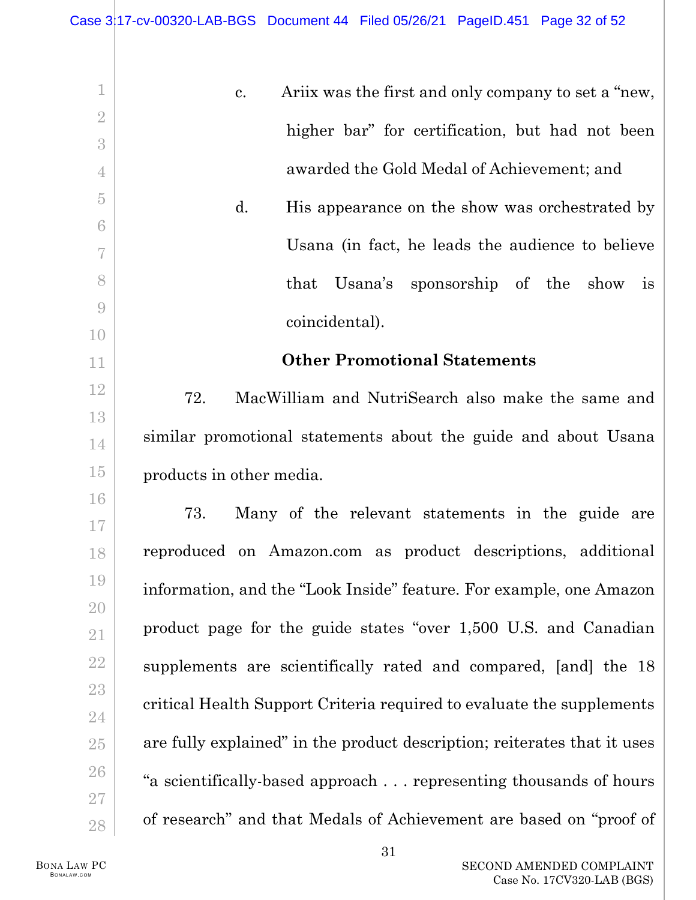c. Ariix was the first and only company to set a "new, higher bar" for certification, but had not been awarded the Gold Medal of Achievement; and

d. His appearance on the show was orchestrated by Usana (in fact, he leads the audience to believe that Usana's sponsorship of the show is coincidental).

**Other Promotional Statements**

72. MacWilliam and NutriSearch also make the same and similar promotional statements about the guide and about Usana products in other media.

73. Many of the relevant statements in the guide are reproduced on Amazon.com as product descriptions, additional information, and the "Look Inside" feature. For example, one Amazon product page for the guide states "over 1,500 U.S. and Canadian supplements are scientifically rated and compared, [and] the 18 critical Health Support Criteria required to evaluate the supplements are fully explained" in the product description; reiterates that it uses "a scientifically-based approach . . . representing thousands of hours of research" and that Medals of Achievement are based on "proof of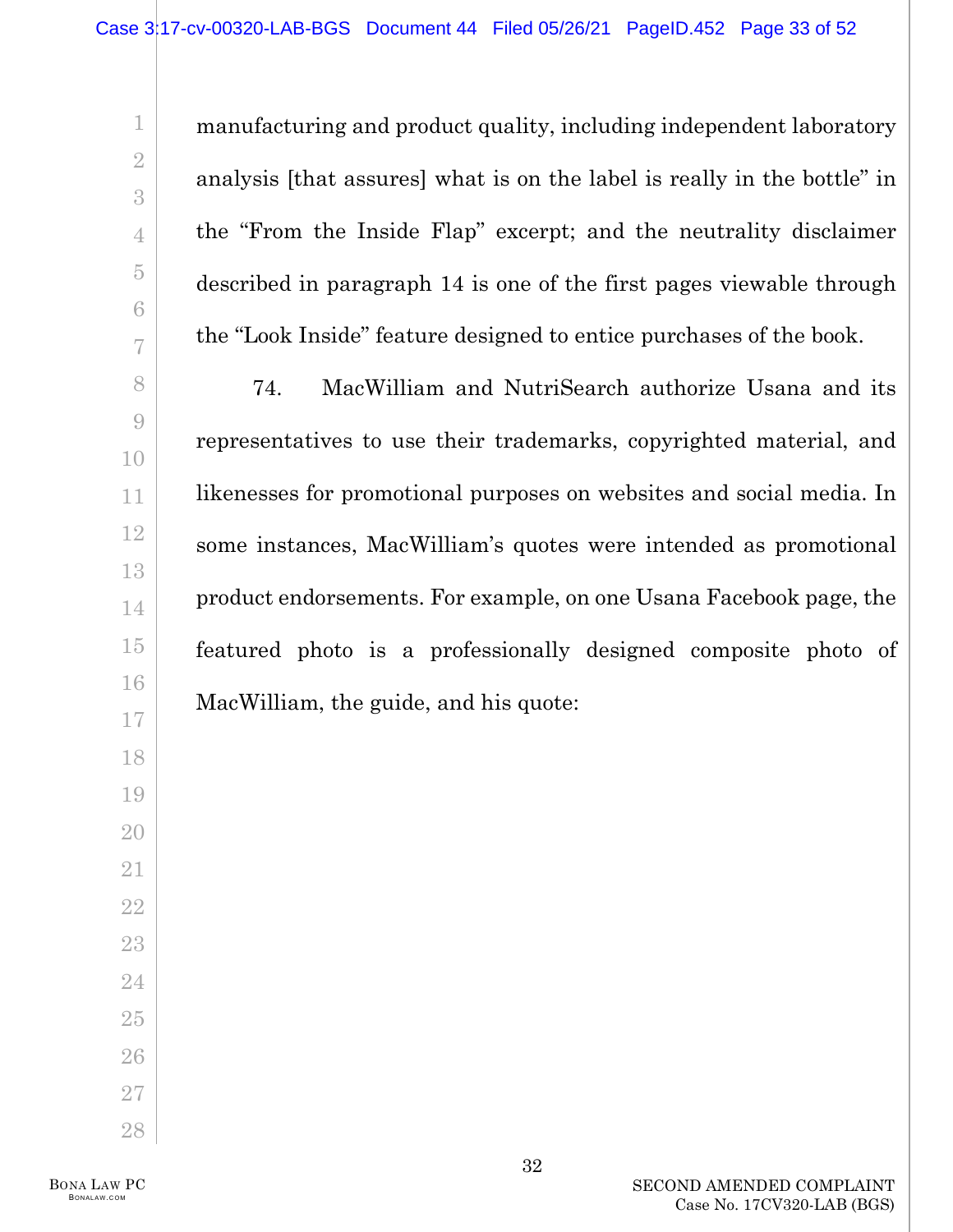manufacturing and product quality, including independent laboratory analysis [that assures] what is on the label is really in the bottle" in the "From the Inside Flap" excerpt; and the neutrality disclaimer described in paragraph 14 is one of the first pages viewable through the "Look Inside" feature designed to entice purchases of the book.

74. MacWilliam and NutriSearch authorize Usana and its representatives to use their trademarks, copyrighted material, and likenesses for promotional purposes on websites and social media. In some instances, MacWilliam's quotes were intended as promotional product endorsements. For example, on one Usana Facebook page, the featured photo is a professionally designed composite photo of MacWilliam, the guide, and his quote: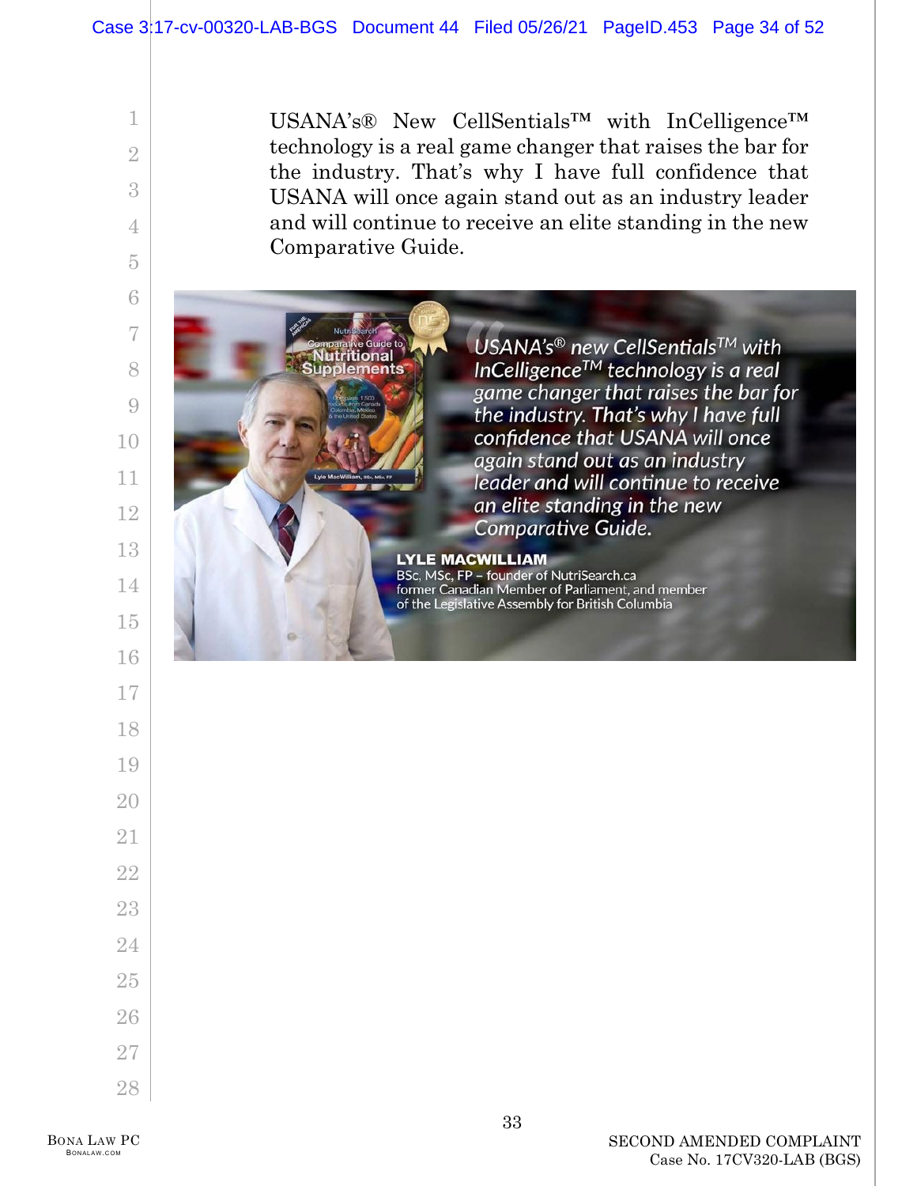USANA's® New CellSentials™ with InCelligence™ technology is a real game changer that raises the bar for the industry. That's why I have full confidence that USANA will once again stand out as an industry leader and will continue to receive an elite standing in the new Comparative Guide.

*USANA's® new CellSentials™ with InCelligence™ technology is a real game changer that raises the bar for the industry. That's why I have full confidence that USANA will once again stand out as an industry leader and will continue to receive an elite standing in the new Comparative Guide.*

**LYLE MACWILLIAM**
BSc, MSc, FP – founder of NutriSearch.ca
former Canadian Member of Parliament, and member of the Legislative Assembly for British Columbia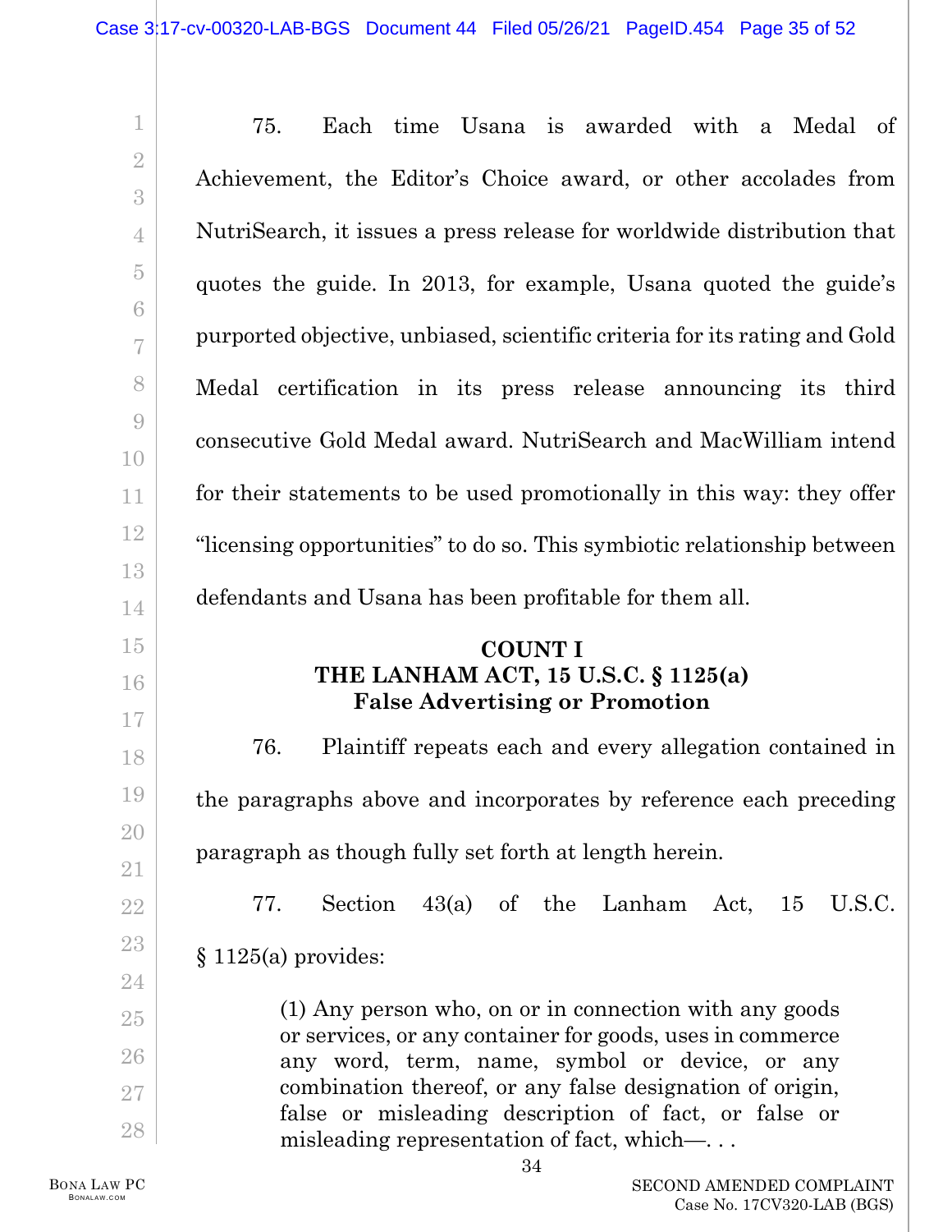75. Each time Usana is awarded with a Medal of Achievement, the Editor's Choice award, or other accolades from NutriSearch, it issues a press release for worldwide distribution that quotes the guide. In 2013, for example, Usana quoted the guide's purported objective, unbiased, scientific criteria for its rating and Gold Medal certification in its press release announcing its third consecutive Gold Medal award. NutriSearch and MacWilliam intend for their statements to be used promotionally in this way: they offer "licensing opportunities" to do so. This symbiotic relationship between defendants and Usana has been profitable for them all.

**COUNT I**
**THE LANHAM ACT, 15 U.S.C. § 1125(a)**
**False Advertising or Promotion**

76. Plaintiff repeats each and every allegation contained in the paragraphs above and incorporates by reference each preceding paragraph as though fully set forth at length herein.

77. Section 43(a) of the Lanham Act, 15 U.S.C. § 1125(a) provides:

> (1) Any person who, on or in connection with any goods or services, or any container for goods, uses in commerce any word, term, name, symbol or device, or any combination thereof, or any false designation of origin, false or misleading description of fact, or false or misleading representation of fact, which—. . .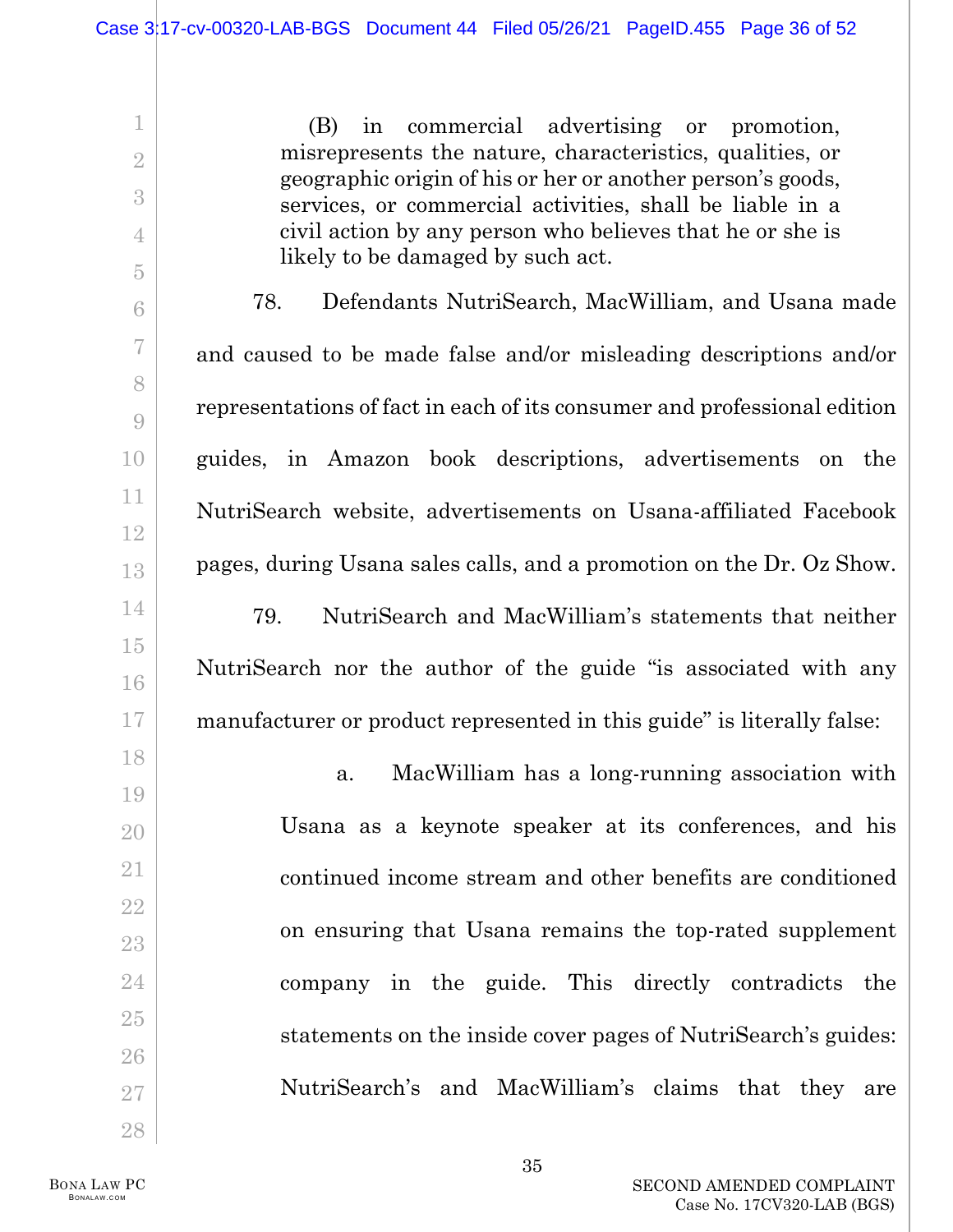(B) in commercial advertising or promotion, misrepresents the nature, characteristics, qualities, or geographic origin of his or her or another person's goods, services, or commercial activities, shall be liable in a civil action by any person who believes that he or she is likely to be damaged by such act.

78. Defendants NutriSearch, MacWilliam, and Usana made and caused to be made false and/or misleading descriptions and/or representations of fact in each of its consumer and professional edition guides, in Amazon book descriptions, advertisements on the NutriSearch website, advertisements on Usana-affiliated Facebook pages, during Usana sales calls, and a promotion on the Dr. Oz Show.

79. NutriSearch and MacWilliam's statements that neither NutriSearch nor the author of the guide "is associated with any manufacturer or product represented in this guide" is literally false:

a. MacWilliam has a long-running association with Usana as a keynote speaker at its conferences, and his continued income stream and other benefits are conditioned on ensuring that Usana remains the top-rated supplement company in the guide. This directly contradicts the statements on the inside cover pages of NutriSearch's guides: NutriSearch's and MacWilliam's claims that they are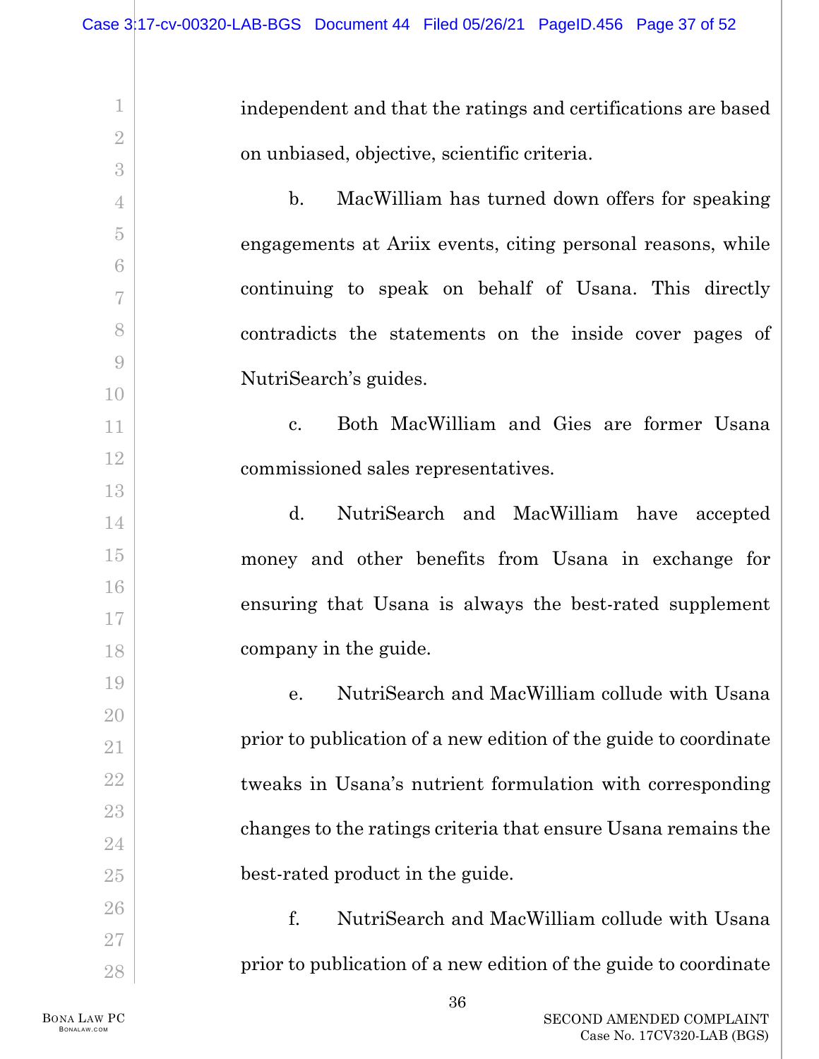independent and that the ratings and certifications are based on unbiased, objective, scientific criteria.

b. MacWilliam has turned down offers for speaking engagements at Ariix events, citing personal reasons, while continuing to speak on behalf of Usana. This directly contradicts the statements on the inside cover pages of NutriSearch's guides.

c. Both MacWilliam and Gies are former Usana commissioned sales representatives.

d. NutriSearch and MacWilliam have accepted money and other benefits from Usana in exchange for ensuring that Usana is always the best-rated supplement company in the guide.

e. NutriSearch and MacWilliam collude with Usana prior to publication of a new edition of the guide to coordinate tweaks in Usana's nutrient formulation with corresponding changes to the ratings criteria that ensure Usana remains the best-rated product in the guide.

f. NutriSearch and MacWilliam collude with Usana prior to publication of a new edition of the guide to coordinate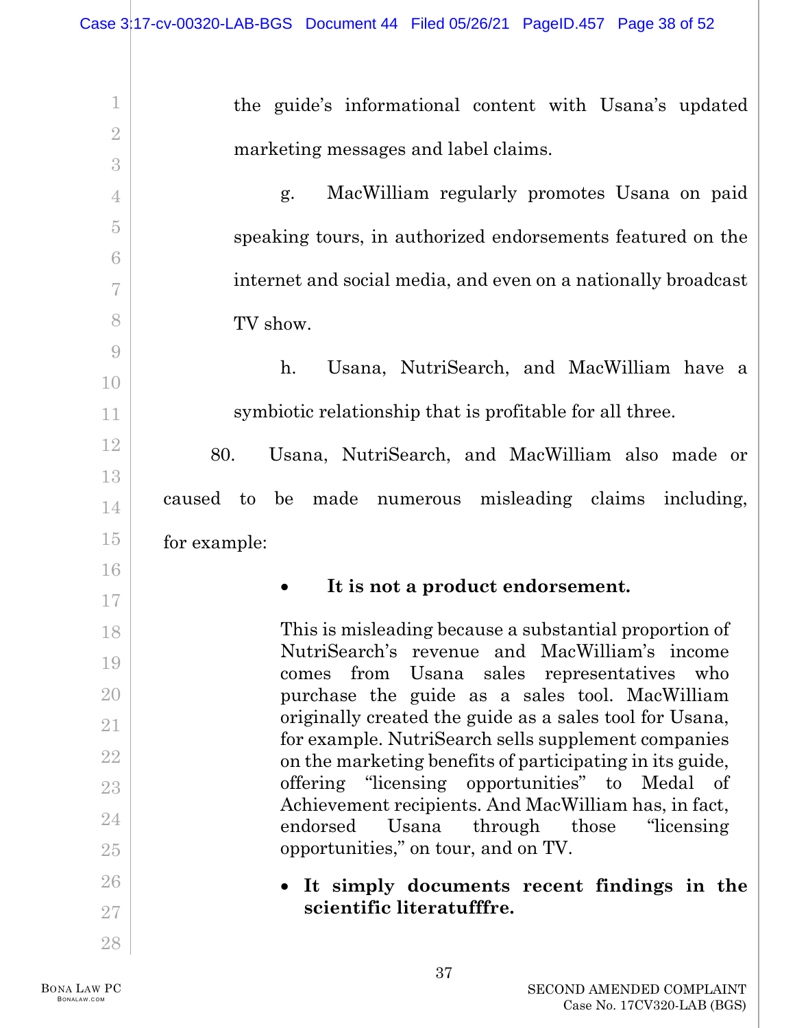the guide's informational content with Usana's updated marketing messages and label claims.

g. MacWilliam regularly promotes Usana on paid speaking tours, in authorized endorsements featured on the internet and social media, and even on a nationally broadcast TV show.

h. Usana, NutriSearch, and MacWilliam have a symbiotic relationship that is profitable for all three.

80. Usana, NutriSearch, and MacWilliam also made or caused to be made numerous misleading claims including, for example:

- **It is not a product endorsement.**

  This is misleading because a substantial proportion of NutriSearch's revenue and MacWilliam's income comes from Usana sales representatives who purchase the guide as a sales tool. MacWilliam originally created the guide as a sales tool for Usana, for example. NutriSearch sells supplement companies on the marketing benefits of participating in its guide, offering "licensing opportunities" to Medal of Achievement recipients. And MacWilliam has, in fact, endorsed Usana through those "licensing opportunities," on tour, and on TV.

- **It simply documents recent findings in the scientific literatufffre.**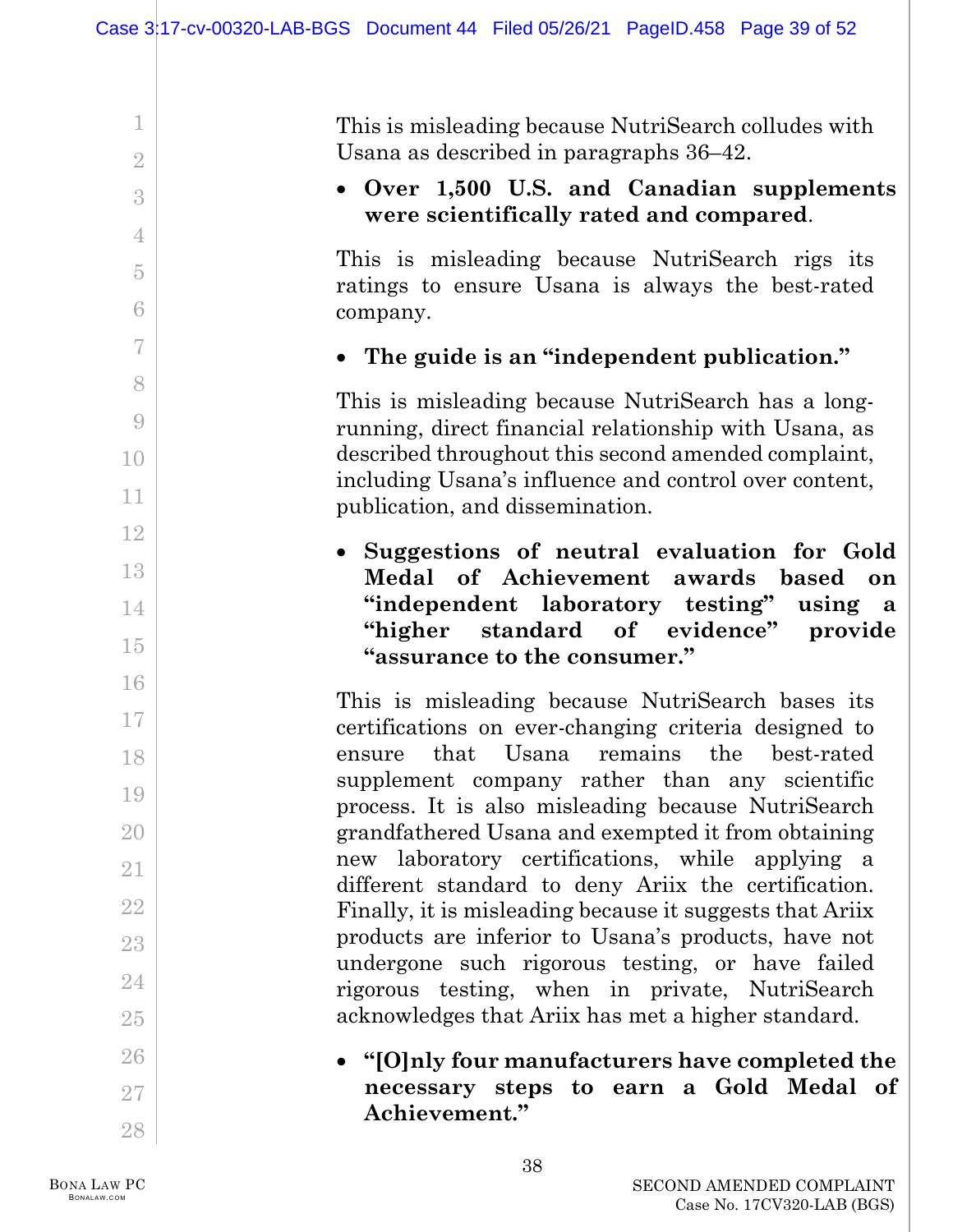This is misleading because NutriSearch colludes with Usana as described in paragraphs 36–42.

- **Over 1,500 U.S. and Canadian supplements were scientifically rated and compared**.

This is misleading because NutriSearch rigs its ratings to ensure Usana is always the best-rated company.

- **The guide is an "independent publication."**

This is misleading because NutriSearch has a long-running, direct financial relationship with Usana, as described throughout this second amended complaint, including Usana's influence and control over content, publication, and dissemination.

- **Suggestions of neutral evaluation for Gold Medal of Achievement awards based on "independent laboratory testing" using a "higher standard of evidence" provide "assurance to the consumer."**

This is misleading because NutriSearch bases its certifications on ever-changing criteria designed to ensure that Usana remains the best-rated supplement company rather than any scientific process. It is also misleading because NutriSearch grandfathered Usana and exempted it from obtaining new laboratory certifications, while applying a different standard to deny Ariix the certification. Finally, it is misleading because it suggests that Ariix products are inferior to Usana's products, have not undergone such rigorous testing, or have failed rigorous testing, when in private, NutriSearch acknowledges that Ariix has met a higher standard.

- **"[O]nly four manufacturers have completed the necessary steps to earn a Gold Medal of Achievement."**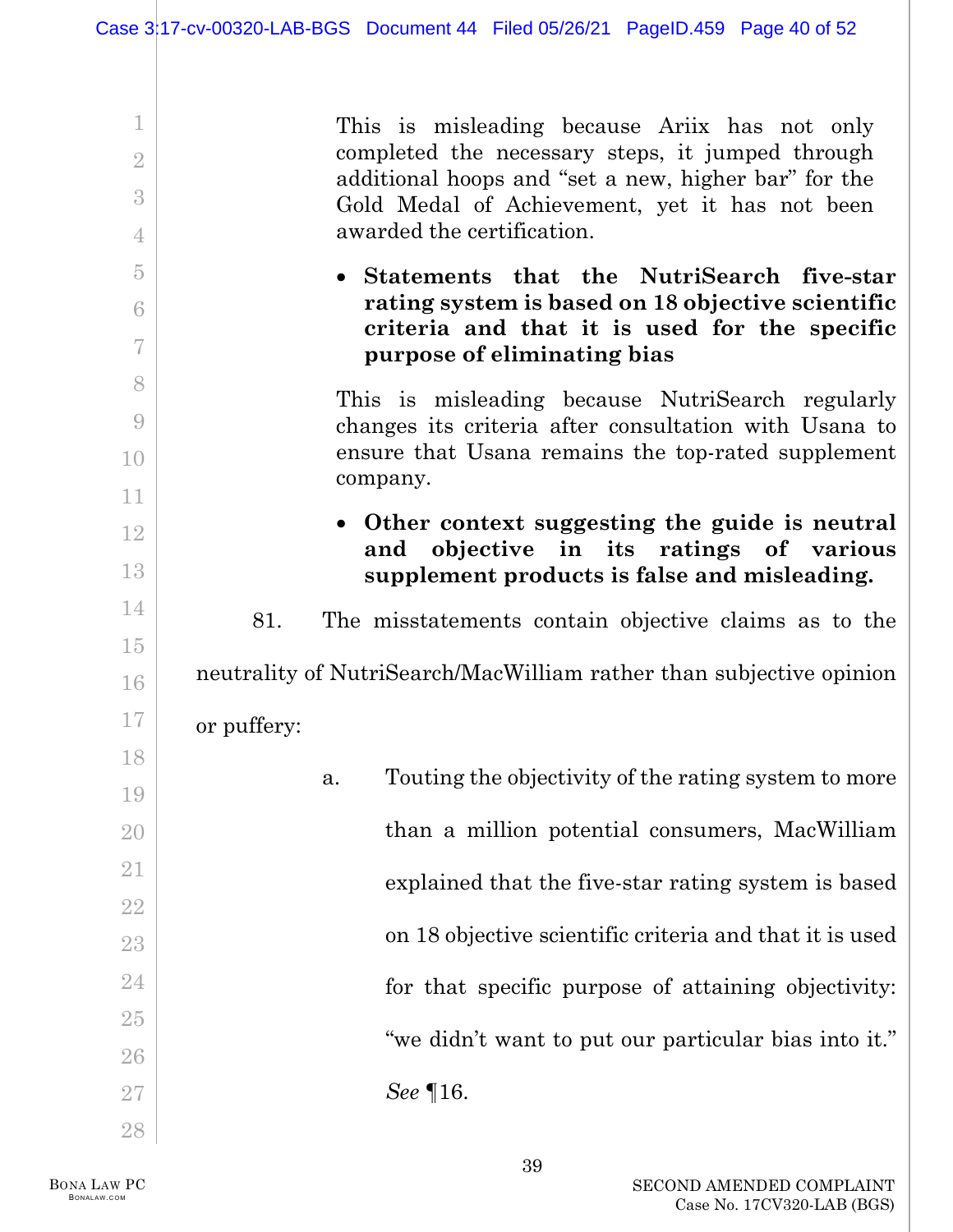This is misleading because Ariix has not only completed the necessary steps, it jumped through additional hoops and "set a new, higher bar" for the Gold Medal of Achievement, yet it has not been awarded the certification.

- **Statements that the NutriSearch five-star rating system is based on 18 objective scientific criteria and that it is used for the specific purpose of eliminating bias**

This is misleading because NutriSearch regularly changes its criteria after consultation with Usana to ensure that Usana remains the top-rated supplement company.

- **Other context suggesting the guide is neutral and objective in its ratings of various supplement products is false and misleading.**

81. The misstatements contain objective claims as to the neutrality of NutriSearch/MacWilliam rather than subjective opinion or puffery:

a. Touting the objectivity of the rating system to more than a million potential consumers, MacWilliam explained that the five-star rating system is based on 18 objective scientific criteria and that it is used for that specific purpose of attaining objectivity: "we didn't want to put our particular bias into it." *See* ¶16.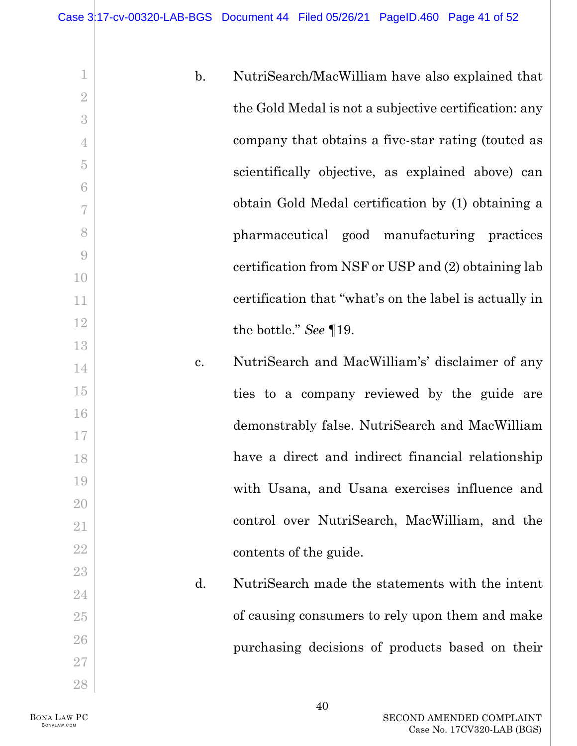b. NutriSearch/MacWilliam have also explained that the Gold Medal is not a subjective certification: any company that obtains a five-star rating (touted as scientifically objective, as explained above) can obtain Gold Medal certification by (1) obtaining a pharmaceutical good manufacturing practices certification from NSF or USP and (2) obtaining lab certification that "what's on the label is actually in the bottle." *See* ¶19.

c. NutriSearch and MacWilliam's' disclaimer of any ties to a company reviewed by the guide are demonstrably false. NutriSearch and MacWilliam have a direct and indirect financial relationship with Usana, and Usana exercises influence and control over NutriSearch, MacWilliam, and the contents of the guide.

d. NutriSearch made the statements with the intent of causing consumers to rely upon them and make purchasing decisions of products based on their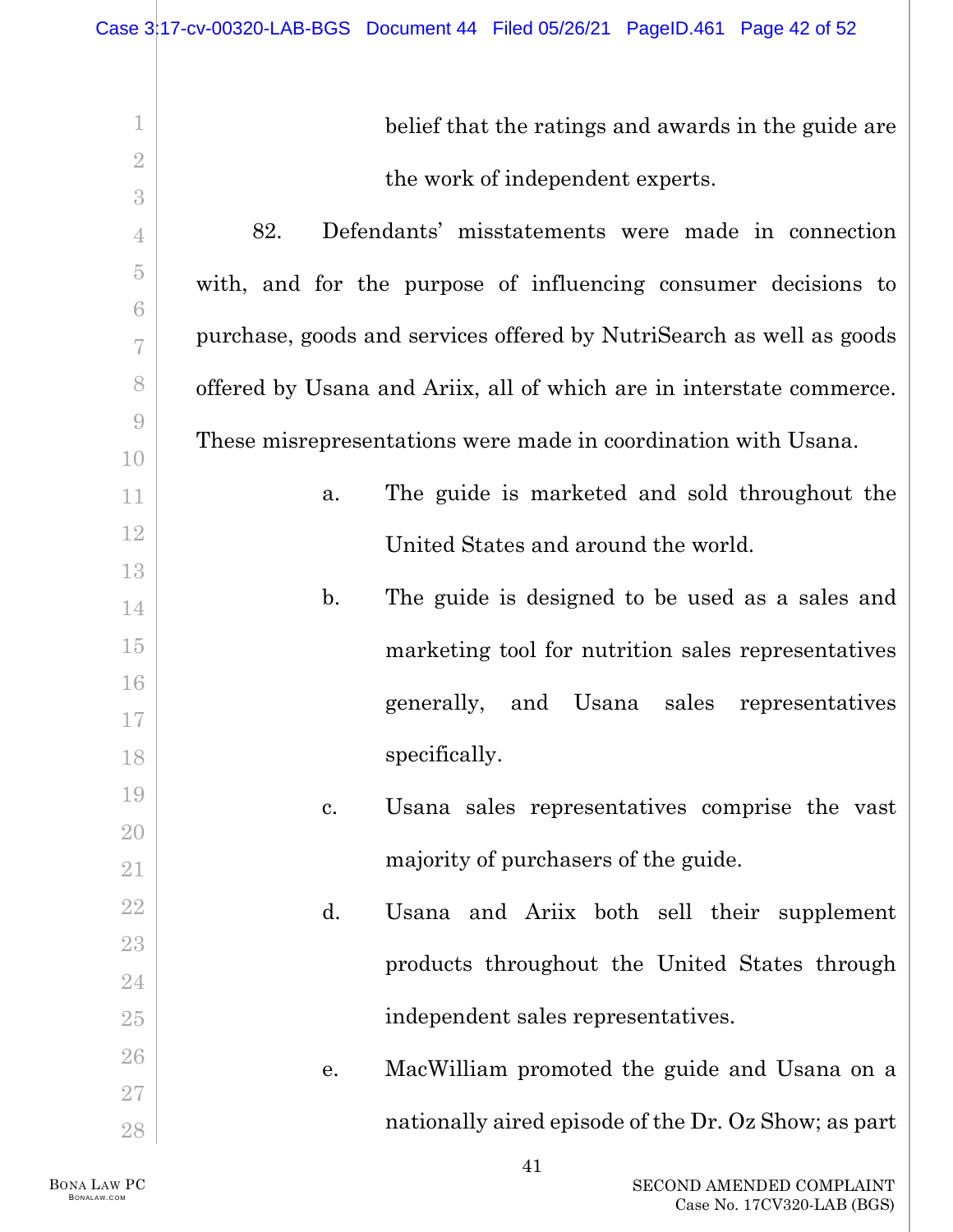belief that the ratings and awards in the guide are the work of independent experts.

82. Defendants' misstatements were made in connection with, and for the purpose of influencing consumer decisions to purchase, goods and services offered by NutriSearch as well as goods offered by Usana and Ariix, all of which are in interstate commerce. These misrepresentations were made in coordination with Usana.

a. The guide is marketed and sold throughout the United States and around the world.

b. The guide is designed to be used as a sales and marketing tool for nutrition sales representatives generally, and Usana sales representatives specifically.

c. Usana sales representatives comprise the vast majority of purchasers of the guide.

d. Usana and Ariix both sell their supplement products throughout the United States through independent sales representatives.

e. MacWilliam promoted the guide and Usana on a nationally aired episode of the Dr. Oz Show; as part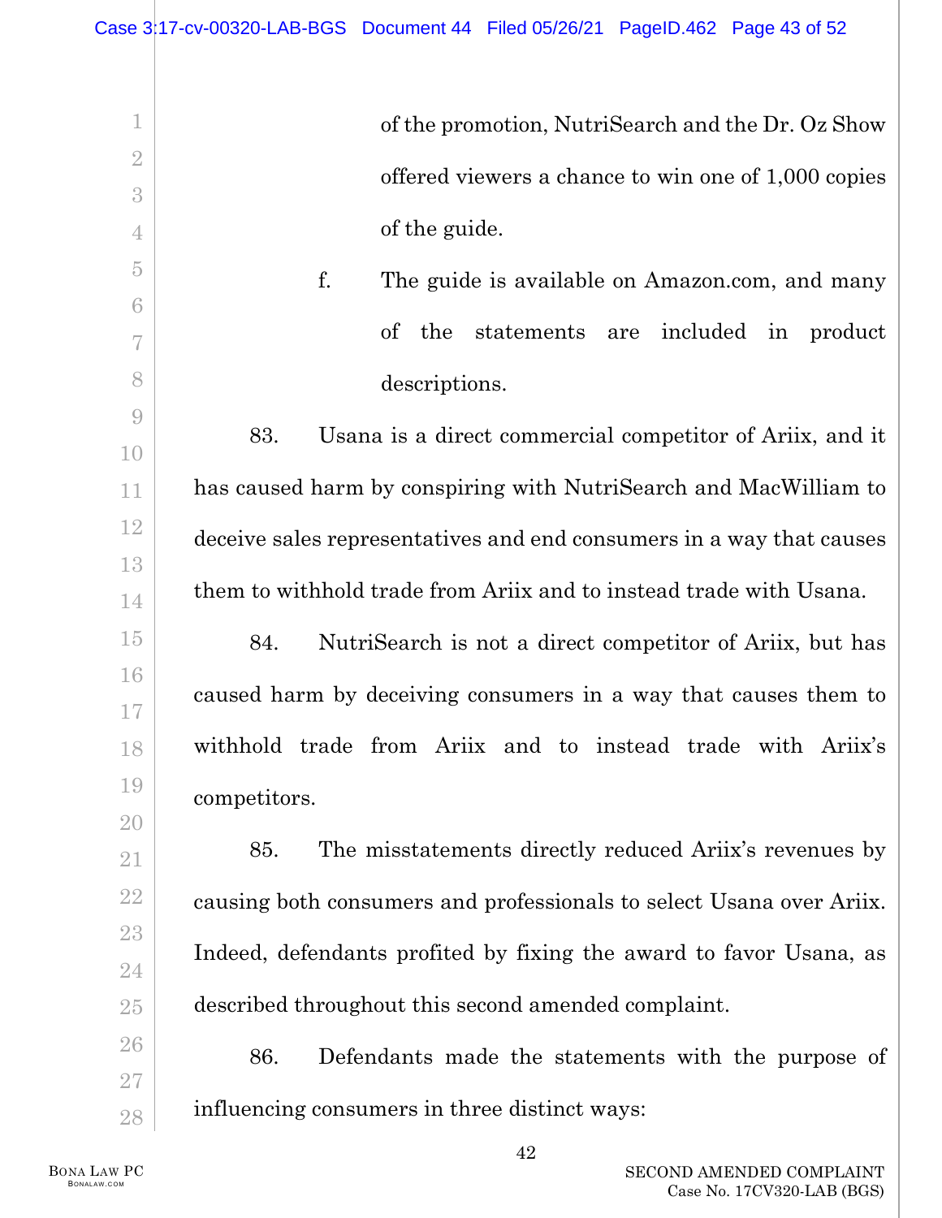of the promotion, NutriSearch and the Dr. Oz Show offered viewers a chance to win one of 1,000 copies of the guide.

f. The guide is available on Amazon.com, and many of the statements are included in product descriptions.

83. Usana is a direct commercial competitor of Ariix, and it has caused harm by conspiring with NutriSearch and MacWilliam to deceive sales representatives and end consumers in a way that causes them to withhold trade from Ariix and to instead trade with Usana.

84. NutriSearch is not a direct competitor of Ariix, but has caused harm by deceiving consumers in a way that causes them to withhold trade from Ariix and to instead trade with Ariix's competitors.

85. The misstatements directly reduced Ariix's revenues by causing both consumers and professionals to select Usana over Ariix. Indeed, defendants profited by fixing the award to favor Usana, as described throughout this second amended complaint.

86. Defendants made the statements with the purpose of influencing consumers in three distinct ways: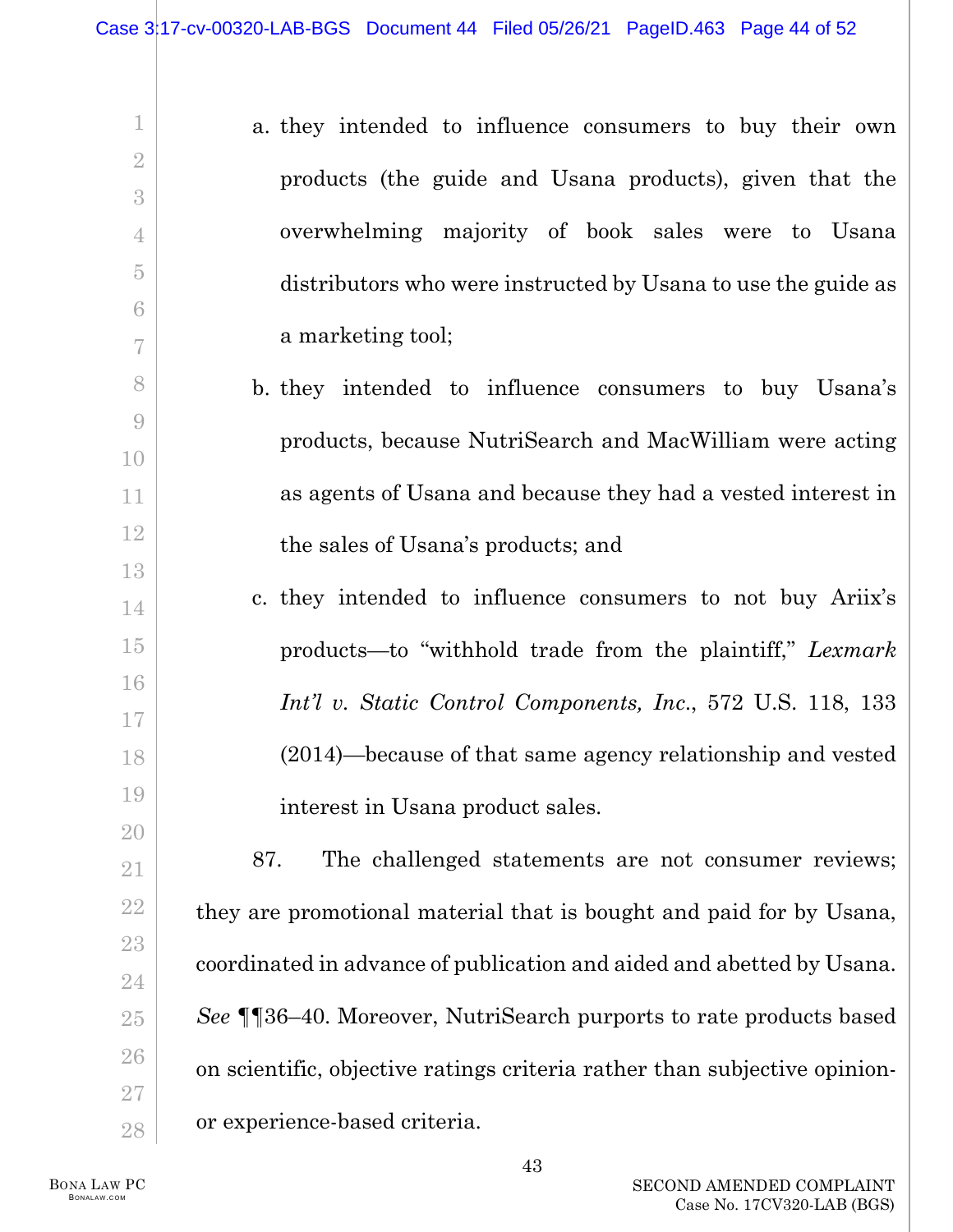a. they intended to influence consumers to buy their own products (the guide and Usana products), given that the overwhelming majority of book sales were to Usana distributors who were instructed by Usana to use the guide as a marketing tool;

b. they intended to influence consumers to buy Usana's products, because NutriSearch and MacWilliam were acting as agents of Usana and because they had a vested interest in the sales of Usana's products; and

c. they intended to influence consumers to not buy Ariix's products—to "withhold trade from the plaintiff," *Lexmark Int'l v. Static Control Components, Inc.*, 572 U.S. 118, 133 (2014)—because of that same agency relationship and vested interest in Usana product sales.

87. The challenged statements are not consumer reviews; they are promotional material that is bought and paid for by Usana, coordinated in advance of publication and aided and abetted by Usana. *See* ¶¶36–40. Moreover, NutriSearch purports to rate products based on scientific, objective ratings criteria rather than subjective opinion- or experience-based criteria.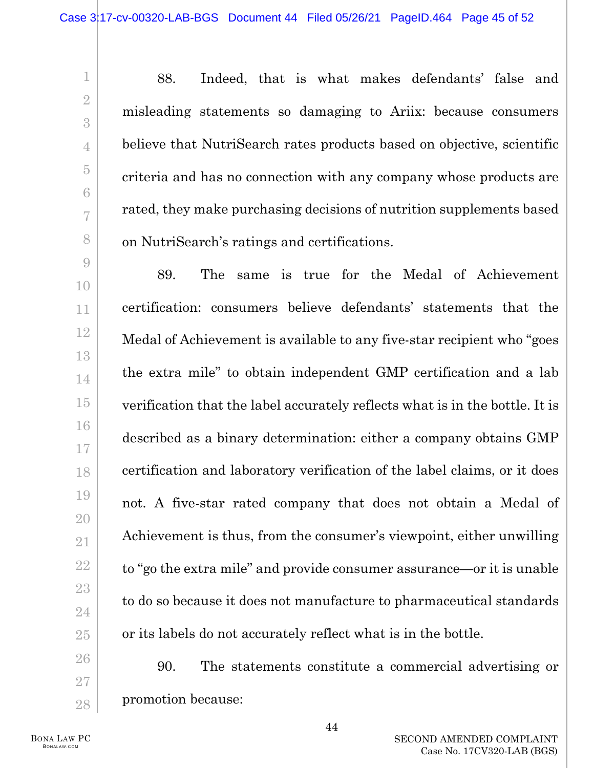88. Indeed, that is what makes defendants' false and misleading statements so damaging to Ariix: because consumers believe that NutriSearch rates products based on objective, scientific criteria and has no connection with any company whose products are rated, they make purchasing decisions of nutrition supplements based on NutriSearch's ratings and certifications.

89. The same is true for the Medal of Achievement certification: consumers believe defendants' statements that the Medal of Achievement is available to any five-star recipient who "goes the extra mile" to obtain independent GMP certification and a lab verification that the label accurately reflects what is in the bottle. It is described as a binary determination: either a company obtains GMP certification and laboratory verification of the label claims, or it does not. A five-star rated company that does not obtain a Medal of Achievement is thus, from the consumer's viewpoint, either unwilling to "go the extra mile" and provide consumer assurance—or it is unable to do so because it does not manufacture to pharmaceutical standards or its labels do not accurately reflect what is in the bottle.

90. The statements constitute a commercial advertising or promotion because: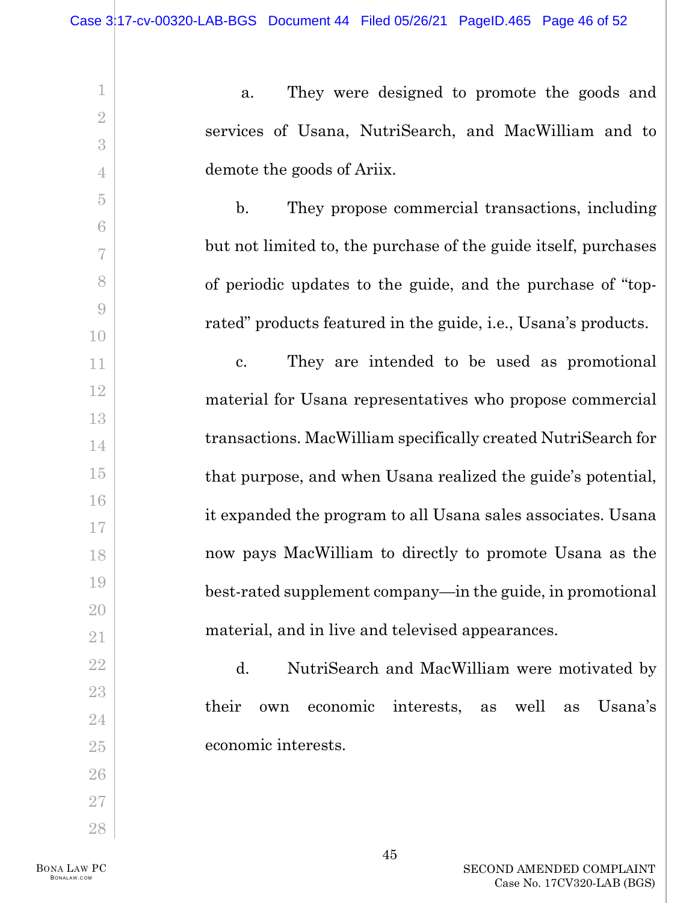a. They were designed to promote the goods and services of Usana, NutriSearch, and MacWilliam and to demote the goods of Ariix.

b. They propose commercial transactions, including but not limited to, the purchase of the guide itself, purchases of periodic updates to the guide, and the purchase of "top-rated" products featured in the guide, i.e., Usana's products.

c. They are intended to be used as promotional material for Usana representatives who propose commercial transactions. MacWilliam specifically created NutriSearch for that purpose, and when Usana realized the guide's potential, it expanded the program to all Usana sales associates. Usana now pays MacWilliam to directly to promote Usana as the best-rated supplement company—in the guide, in promotional material, and in live and televised appearances.

d. NutriSearch and MacWilliam were motivated by their own economic interests, as well as Usana's economic interests.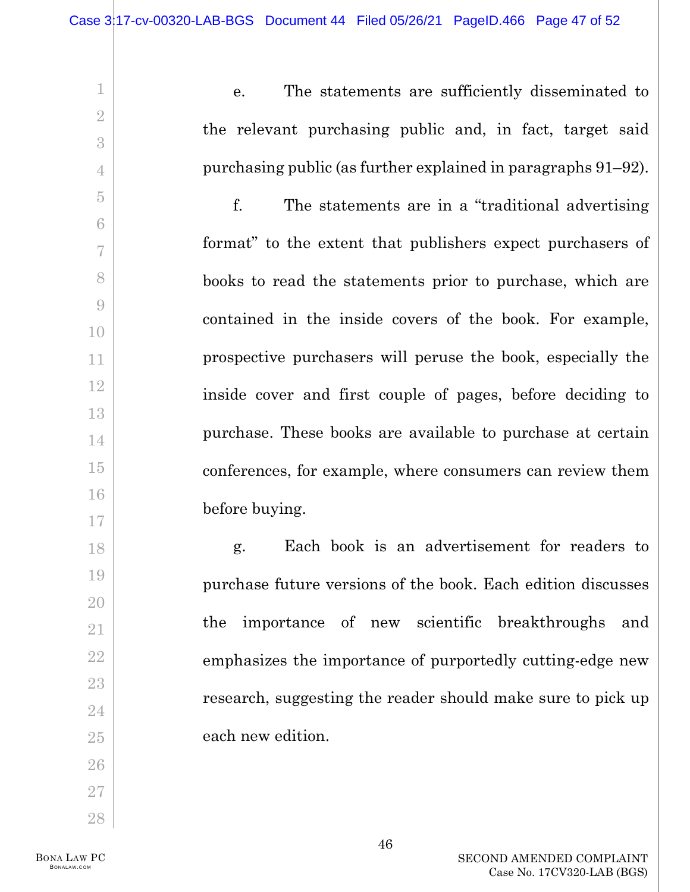e. The statements are sufficiently disseminated to the relevant purchasing public and, in fact, target said purchasing public (as further explained in paragraphs 91–92).

f. The statements are in a "traditional advertising format" to the extent that publishers expect purchasers of books to read the statements prior to purchase, which are contained in the inside covers of the book. For example, prospective purchasers will peruse the book, especially the inside cover and first couple of pages, before deciding to purchase. These books are available to purchase at certain conferences, for example, where consumers can review them before buying.

g. Each book is an advertisement for readers to purchase future versions of the book. Each edition discusses the importance of new scientific breakthroughs and emphasizes the importance of purportedly cutting-edge new research, suggesting the reader should make sure to pick up each new edition.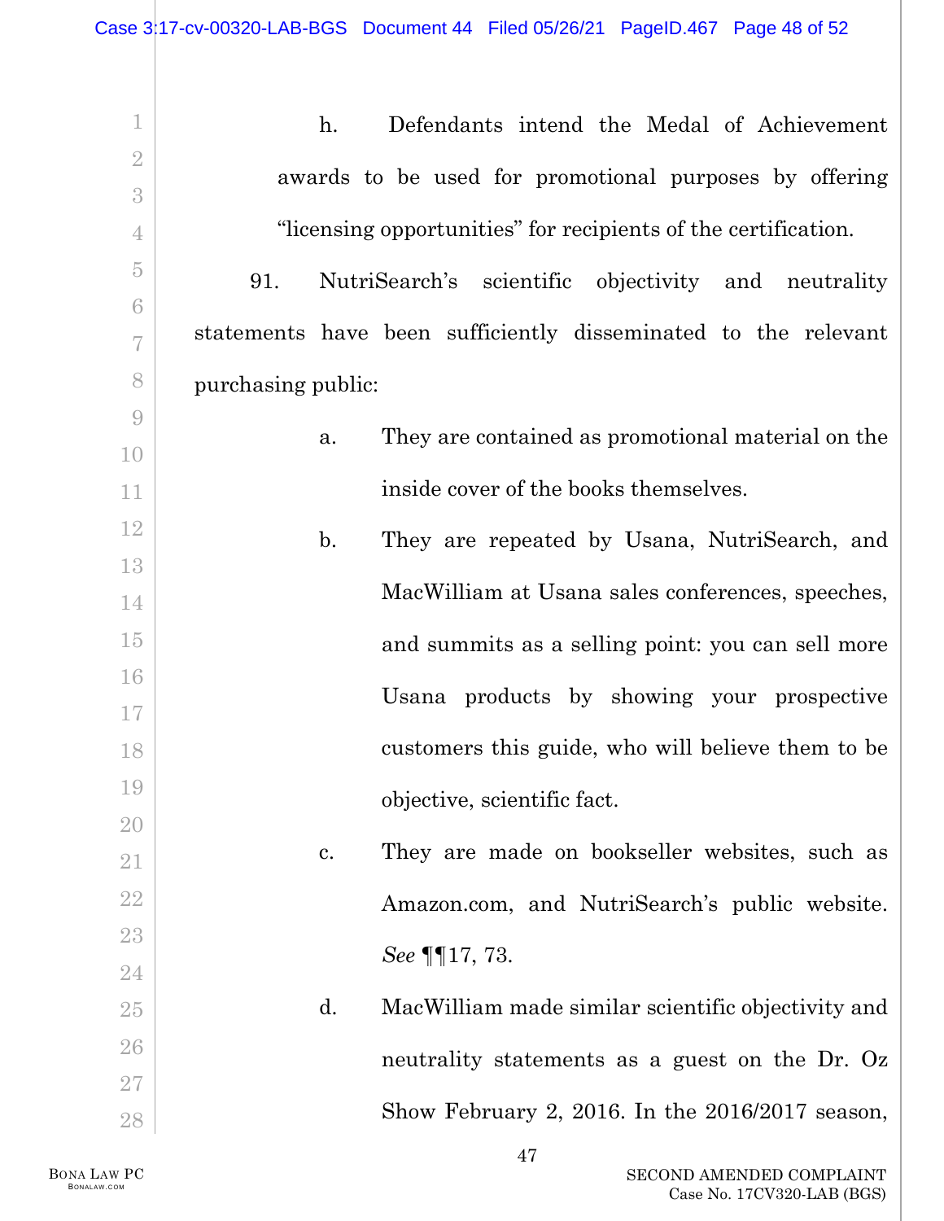h. Defendants intend the Medal of Achievement awards to be used for promotional purposes by offering "licensing opportunities" for recipients of the certification.

91. NutriSearch's scientific objectivity and neutrality statements have been sufficiently disseminated to the relevant purchasing public:

a. They are contained as promotional material on the inside cover of the books themselves.

b. They are repeated by Usana, NutriSearch, and MacWilliam at Usana sales conferences, speeches, and summits as a selling point: you can sell more Usana products by showing your prospective customers this guide, who will believe them to be objective, scientific fact.

c. They are made on bookseller websites, such as Amazon.com, and NutriSearch's public website. *See* ¶¶17, 73.

d. MacWilliam made similar scientific objectivity and neutrality statements as a guest on the Dr. Oz Show February 2, 2016. In the 2016/2017 season,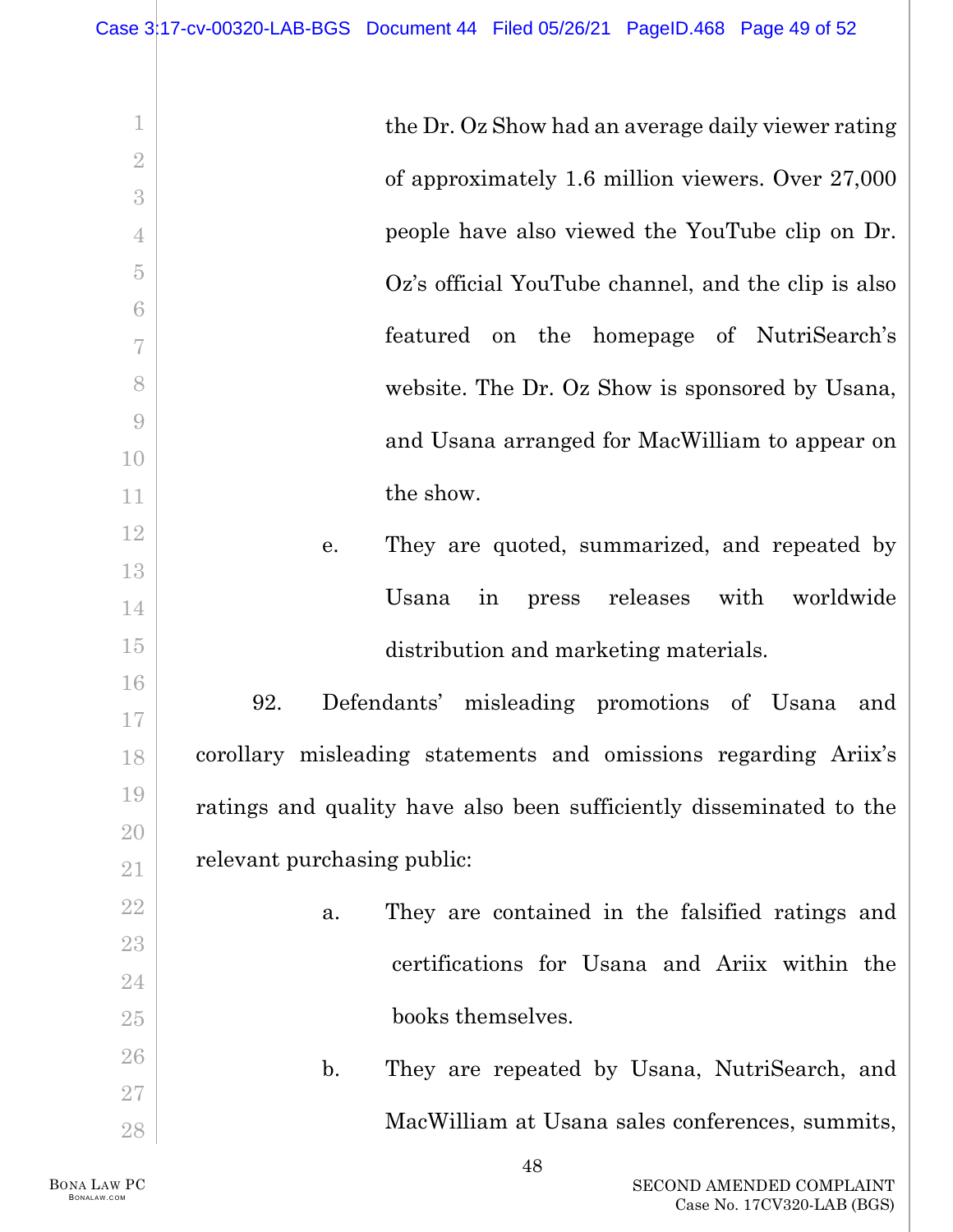the Dr. Oz Show had an average daily viewer rating of approximately 1.6 million viewers. Over 27,000 people have also viewed the YouTube clip on Dr. Oz's official YouTube channel, and the clip is also featured on the homepage of NutriSearch's website. The Dr. Oz Show is sponsored by Usana, and Usana arranged for MacWilliam to appear on the show.

e. They are quoted, summarized, and repeated by Usana in press releases with worldwide distribution and marketing materials.

92. Defendants' misleading promotions of Usana and corollary misleading statements and omissions regarding Ariix's ratings and quality have also been sufficiently disseminated to the relevant purchasing public:

a. They are contained in the falsified ratings and certifications for Usana and Ariix within the books themselves.

b. They are repeated by Usana, NutriSearch, and MacWilliam at Usana sales conferences, summits,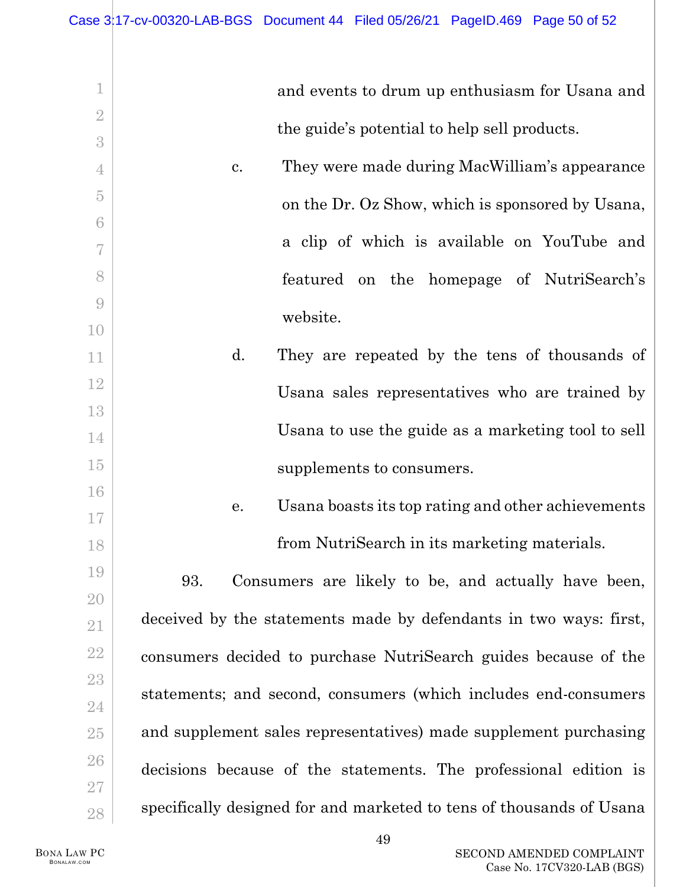and events to drum up enthusiasm for Usana and the guide's potential to help sell products.

c. They were made during MacWilliam's appearance on the Dr. Oz Show, which is sponsored by Usana, a clip of which is available on YouTube and featured on the homepage of NutriSearch's website.

d. They are repeated by the tens of thousands of Usana sales representatives who are trained by Usana to use the guide as a marketing tool to sell supplements to consumers.

e. Usana boasts its top rating and other achievements from NutriSearch in its marketing materials.

93. Consumers are likely to be, and actually have been, deceived by the statements made by defendants in two ways: first, consumers decided to purchase NutriSearch guides because of the statements; and second, consumers (which includes end-consumers and supplement sales representatives) made supplement purchasing decisions because of the statements. The professional edition is specifically designed for and marketed to tens of thousands of Usana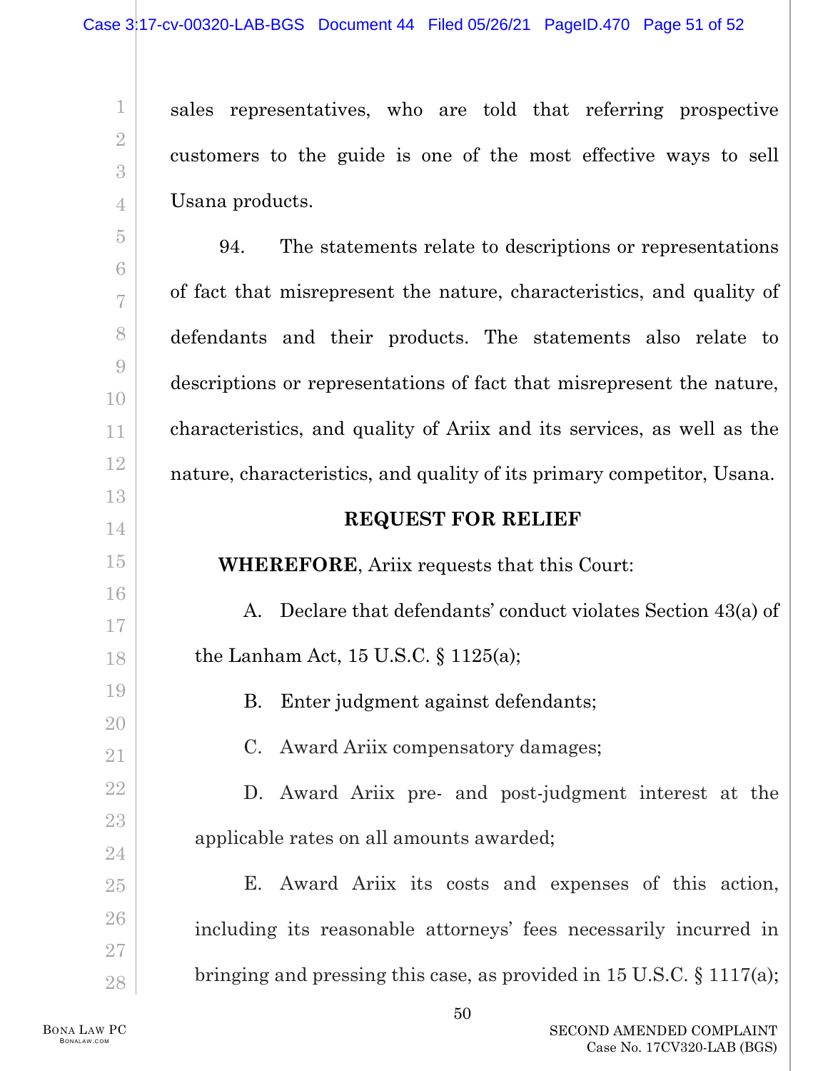sales representatives, who are told that referring prospective customers to the guide is one of the most effective ways to sell Usana products.

94. The statements relate to descriptions or representations of fact that misrepresent the nature, characteristics, and quality of defendants and their products. The statements also relate to descriptions or representations of fact that misrepresent the nature, characteristics, and quality of Ariix and its services, as well as the nature, characteristics, and quality of its primary competitor, Usana.

## REQUEST FOR RELIEF

**WHEREFORE**, Ariix requests that this Court:

A. Declare that defendants' conduct violates Section 43(a) of the Lanham Act, 15 U.S.C. § 1125(a);

B. Enter judgment against defendants;

C. Award Ariix compensatory damages;

D. Award Ariix pre- and post-judgment interest at the applicable rates on all amounts awarded;

E. Award Ariix its costs and expenses of this action, including its reasonable attorneys' fees necessarily incurred in bringing and pressing this case, as provided in 15 U.S.C. § 1117(a);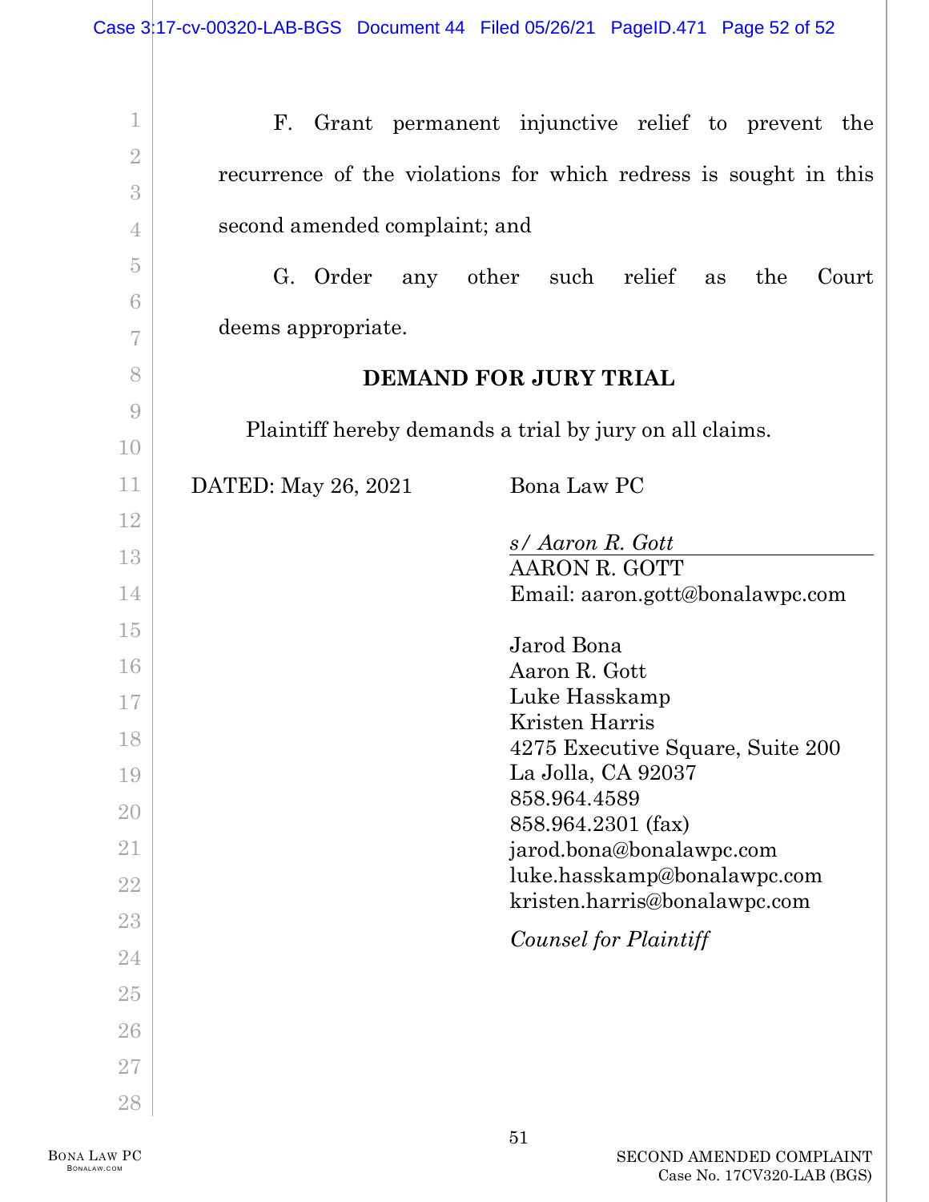F. Grant permanent injunctive relief to prevent the recurrence of the violations for which redress is sought in this second amended complaint; and

G. Order any other such relief as the Court deems appropriate.

## DEMAND FOR JURY TRIAL

Plaintiff hereby demands a trial by jury on all claims.

DATED: May 26, 2021

Bona Law PC

*s/ Aaron R. Gott*
AARON R. GOTT
Email: aaron.gott@bonalawpc.com

Jarod Bona
Aaron R. Gott
Luke Hasskamp
Kristen Harris
4275 Executive Square, Suite 200
La Jolla, CA 92037
858.964.4589
858.964.2301 (fax)
jarod.bona@bonalawpc.com
luke.hasskamp@bonalawpc.com
kristen.harris@bonalawpc.com

*Counsel for Plaintiff*